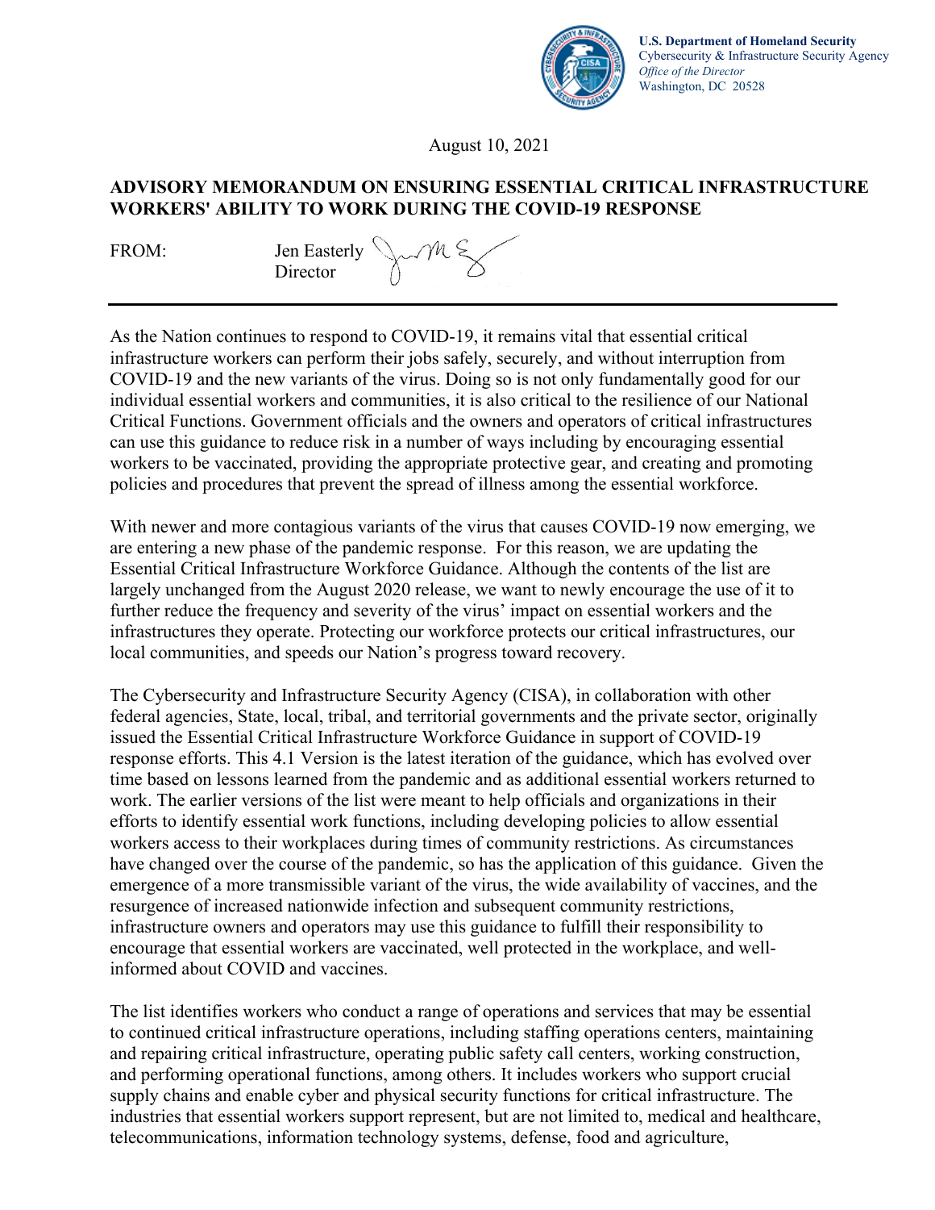**U.S. Department of Homeland Security**
Cybersecurity & Infrastructure Security Agency
*Office of the Director*
Washington, DC 20528

August 10, 2021

**ADVISORY MEMORANDUM ON ENSURING ESSENTIAL CRITICAL INFRASTRUCTURE WORKERS' ABILITY TO WORK DURING THE COVID-19 RESPONSE**

FROM: Jen Easterly
Director

---

As the Nation continues to respond to COVID-19, it remains vital that essential critical infrastructure workers can perform their jobs safely, securely, and without interruption from COVID-19 and the new variants of the virus. Doing so is not only fundamentally good for our individual essential workers and communities, it is also critical to the resilience of our National Critical Functions. Government officials and the owners and operators of critical infrastructures can use this guidance to reduce risk in a number of ways including by encouraging essential workers to be vaccinated, providing the appropriate protective gear, and creating and promoting policies and procedures that prevent the spread of illness among the essential workforce.

With newer and more contagious variants of the virus that causes COVID-19 now emerging, we are entering a new phase of the pandemic response. For this reason, we are updating the Essential Critical Infrastructure Workforce Guidance. Although the contents of the list are largely unchanged from the August 2020 release, we want to newly encourage the use of it to further reduce the frequency and severity of the virus' impact on essential workers and the infrastructures they operate. Protecting our workforce protects our critical infrastructures, our local communities, and speeds our Nation's progress toward recovery.

The Cybersecurity and Infrastructure Security Agency (CISA), in collaboration with other federal agencies, State, local, tribal, and territorial governments and the private sector, originally issued the Essential Critical Infrastructure Workforce Guidance in support of COVID-19 response efforts. This 4.1 Version is the latest iteration of the guidance, which has evolved over time based on lessons learned from the pandemic and as additional essential workers returned to work. The earlier versions of the list were meant to help officials and organizations in their efforts to identify essential work functions, including developing policies to allow essential workers access to their workplaces during times of community restrictions. As circumstances have changed over the course of the pandemic, so has the application of this guidance. Given the emergence of a more transmissible variant of the virus, the wide availability of vaccines, and the resurgence of increased nationwide infection and subsequent community restrictions, infrastructure owners and operators may use this guidance to fulfill their responsibility to encourage that essential workers are vaccinated, well protected in the workplace, and well-informed about COVID and vaccines.

The list identifies workers who conduct a range of operations and services that may be essential to continued critical infrastructure operations, including staffing operations centers, maintaining and repairing critical infrastructure, operating public safety call centers, working construction, and performing operational functions, among others. It includes workers who support crucial supply chains and enable cyber and physical security functions for critical infrastructure. The industries that essential workers support represent, but are not limited to, medical and healthcare, telecommunications, information technology systems, defense, food and agriculture,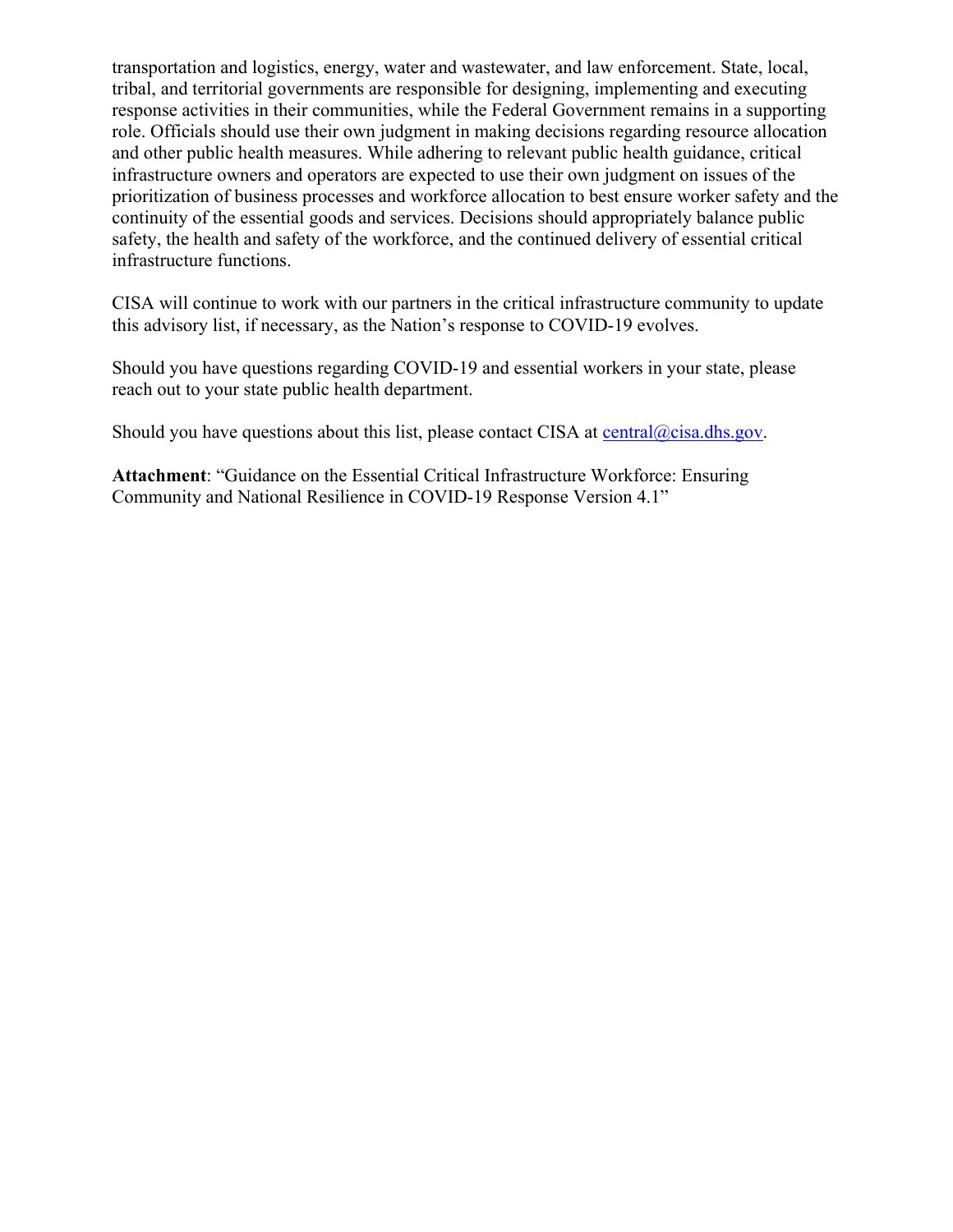transportation and logistics, energy, water and wastewater, and law enforcement. State, local, tribal, and territorial governments are responsible for designing, implementing and executing response activities in their communities, while the Federal Government remains in a supporting role. Officials should use their own judgment in making decisions regarding resource allocation and other public health measures. While adhering to relevant public health guidance, critical infrastructure owners and operators are expected to use their own judgment on issues of the prioritization of business processes and workforce allocation to best ensure worker safety and the continuity of the essential goods and services. Decisions should appropriately balance public safety, the health and safety of the workforce, and the continued delivery of essential critical infrastructure functions.

CISA will continue to work with our partners in the critical infrastructure community to update this advisory list, if necessary, as the Nation's response to COVID-19 evolves.

Should you have questions regarding COVID-19 and essential workers in your state, please reach out to your state public health department.

Should you have questions about this list, please contact CISA at central@cisa.dhs.gov.

**Attachment**: "Guidance on the Essential Critical Infrastructure Workforce: Ensuring Community and National Resilience in COVID-19 Response Version 4.1"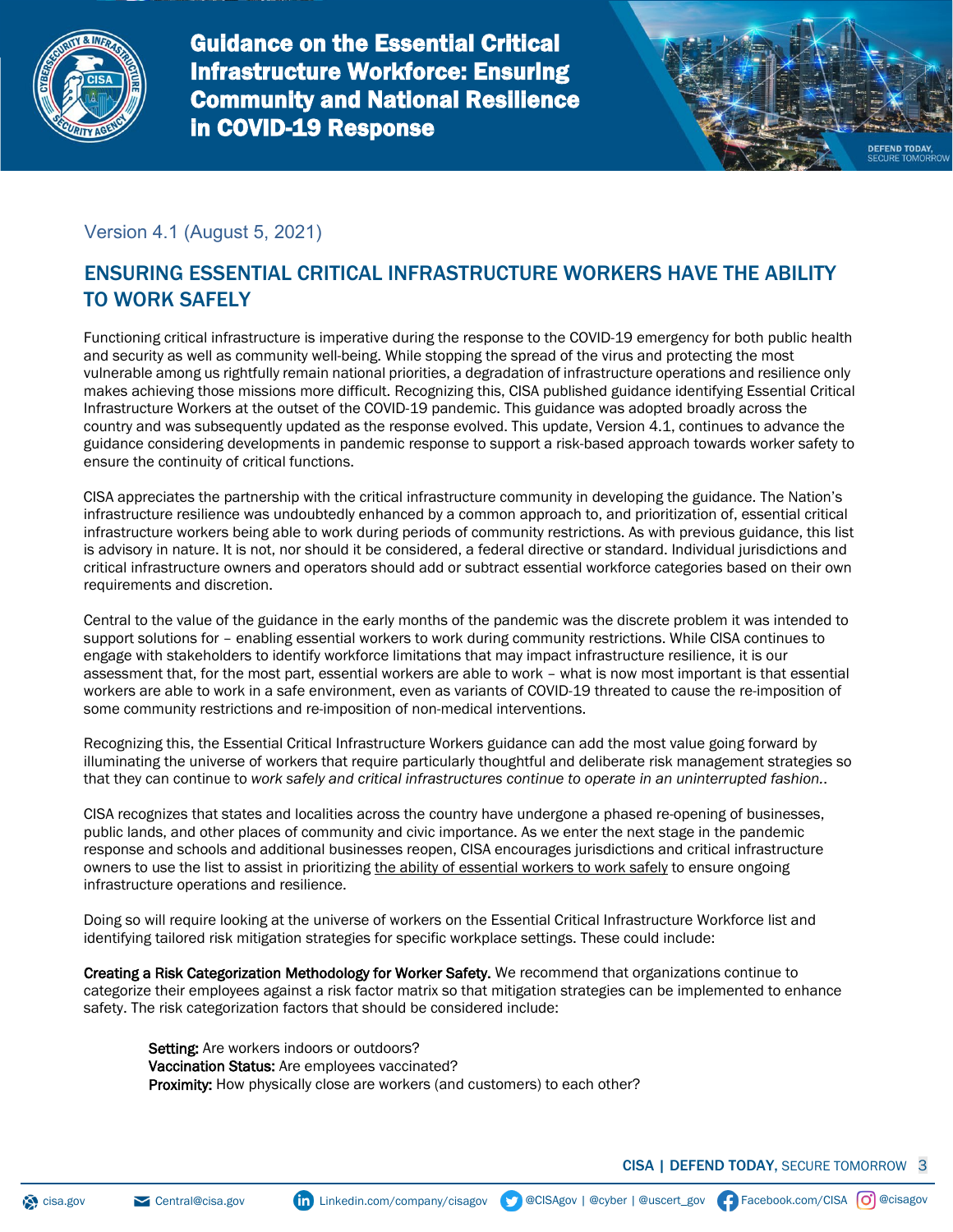# Guidance on the Essential Critical Infrastructure Workforce: Ensuring Community and National Resilience in COVID-19 Response

Version 4.1 (August 5, 2021)

## ENSURING ESSENTIAL CRITICAL INFRASTRUCTURE WORKERS HAVE THE ABILITY TO WORK SAFELY

Functioning critical infrastructure is imperative during the response to the COVID-19 emergency for both public health and security as well as community well-being. While stopping the spread of the virus and protecting the most vulnerable among us rightfully remain national priorities, a degradation of infrastructure operations and resilience only makes achieving those missions more difficult. Recognizing this, CISA published guidance identifying Essential Critical Infrastructure Workers at the outset of the COVID-19 pandemic. This guidance was adopted broadly across the country and was subsequently updated as the response evolved. This update, Version 4.1, continues to advance the guidance considering developments in pandemic response to support a risk-based approach towards worker safety to ensure the continuity of critical functions.

CISA appreciates the partnership with the critical infrastructure community in developing the guidance. The Nation's infrastructure resilience was undoubtedly enhanced by a common approach to, and prioritization of, essential critical infrastructure workers being able to work during periods of community restrictions. As with previous guidance, this list is advisory in nature. It is not, nor should it be considered, a federal directive or standard. Individual jurisdictions and critical infrastructure owners and operators should add or subtract essential workforce categories based on their own requirements and discretion.

Central to the value of the guidance in the early months of the pandemic was the discrete problem it was intended to support solutions for – enabling essential workers to work during community restrictions. While CISA continues to engage with stakeholders to identify workforce limitations that may impact infrastructure resilience, it is our assessment that, for the most part, essential workers are able to work – what is now most important is that essential workers are able to work in a safe environment, even as variants of COVID-19 threatened to cause the re-imposition of some community restrictions and re-imposition of non-medical interventions.

Recognizing this, the Essential Critical Infrastructure Workers guidance can add the most value going forward by illuminating the universe of workers that require particularly thoughtful and deliberate risk management strategies so that they can continue to *work safely and critical infrastructures continue to operate in an uninterrupted fashion.*.

CISA recognizes that states and localities across the country have undergone a phased re-opening of businesses, public lands, and other places of community and civic importance. As we enter the next stage in the pandemic response and schools and additional businesses reopen, CISA encourages jurisdictions and critical infrastructure owners to use the list to assist in prioritizing the ability of essential workers to work safely to ensure ongoing infrastructure operations and resilience.

Doing so will require looking at the universe of workers on the Essential Critical Infrastructure Workforce list and identifying tailored risk mitigation strategies for specific workplace settings. These could include:

**Creating a Risk Categorization Methodology for Worker Safety.** We recommend that organizations continue to categorize their employees against a risk factor matrix so that mitigation strategies can be implemented to enhance safety. The risk categorization factors that should be considered include:

> **Setting:** Are workers indoors or outdoors?
> **Vaccination Status:** Are employees vaccinated?
> **Proximity:** How physically close are workers (and customers) to each other?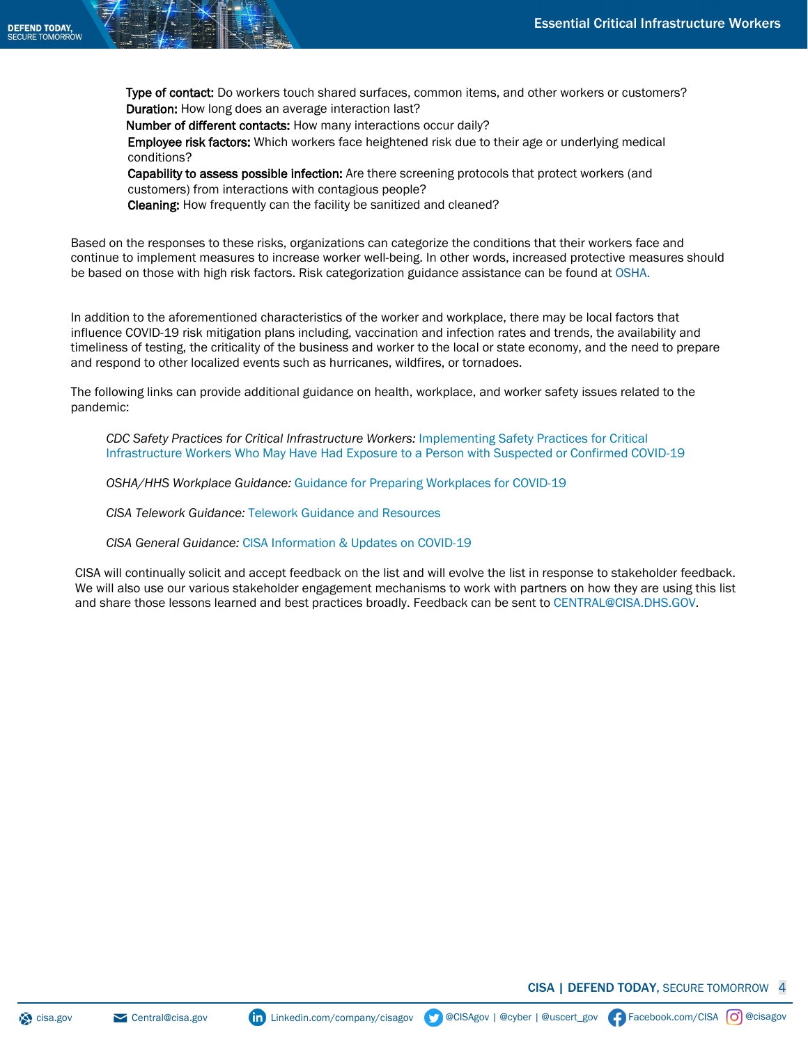**Type of contact:** Do workers touch shared surfaces, common items, and other workers or customers?
**Duration:** How long does an average interaction last?
**Number of different contacts:** How many interactions occur daily?
**Employee risk factors:** Which workers face heightened risk due to their age or underlying medical conditions?
**Capability to assess possible infection:** Are there screening protocols that protect workers (and customers) from interactions with contagious people?
**Cleaning:** How frequently can the facility be sanitized and cleaned?

Based on the responses to these risks, organizations can categorize the conditions that their workers face and continue to implement measures to increase worker well-being. In other words, increased protective measures should be based on those with high risk factors. Risk categorization guidance assistance can be found at OSHA.

In addition to the aforementioned characteristics of the worker and workplace, there may be local factors that influence COVID-19 risk mitigation plans including, vaccination and infection rates and trends, the availability and timeliness of testing, the criticality of the business and worker to the local or state economy, and the need to prepare and respond to other localized events such as hurricanes, wildfires, or tornadoes.

The following links can provide additional guidance on health, workplace, and worker safety issues related to the pandemic:

*CDC Safety Practices for Critical Infrastructure Workers:* Implementing Safety Practices for Critical Infrastructure Workers Who May Have Had Exposure to a Person with Suspected or Confirmed COVID-19

*OSHA/HHS Workplace Guidance:* Guidance for Preparing Workplaces for COVID-19

*CISA Telework Guidance:* Telework Guidance and Resources

*CISA General Guidance:* CISA Information & Updates on COVID-19

CISA will continually solicit and accept feedback on the list and will evolve the list in response to stakeholder feedback. We will also use our various stakeholder engagement mechanisms to work with partners on how they are using this list and share those lessons learned and best practices broadly. Feedback can be sent to CENTRAL@CISA.DHS.GOV.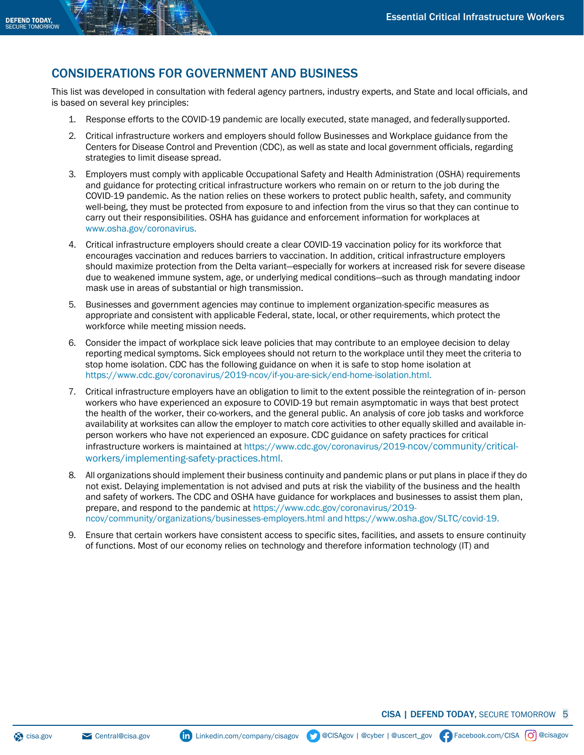## CONSIDERATIONS FOR GOVERNMENT AND BUSINESS

This list was developed in consultation with federal agency partners, industry experts, and State and local officials, and is based on several key principles:

1. Response efforts to the COVID-19 pandemic are locally executed, state managed, and federally supported.

2. Critical infrastructure workers and employers should follow Businesses and Workplace guidance from the Centers for Disease Control and Prevention (CDC), as well as state and local government officials, regarding strategies to limit disease spread.

3. Employers must comply with applicable Occupational Safety and Health Administration (OSHA) requirements and guidance for protecting critical infrastructure workers who remain on or return to the job during the COVID-19 pandemic. As the nation relies on these workers to protect public health, safety, and community well-being, they must be protected from exposure to and infection from the virus so that they can continue to carry out their responsibilities. OSHA has guidance and enforcement information for workplaces at www.osha.gov/coronavirus.

4. Critical infrastructure employers should create a clear COVID-19 vaccination policy for its workforce that encourages vaccination and reduces barriers to vaccination. In addition, critical infrastructure employers should maximize protection from the Delta variant—especially for workers at increased risk for severe disease due to weakened immune system, age, or underlying medical conditions—such as through mandating indoor mask use in areas of substantial or high transmission.

5. Businesses and government agencies may continue to implement organization-specific measures as appropriate and consistent with applicable Federal, state, local, or other requirements, which protect the workforce while meeting mission needs.

6. Consider the impact of workplace sick leave policies that may contribute to an employee decision to delay reporting medical symptoms. Sick employees should not return to the workplace until they meet the criteria to stop home isolation. CDC has the following guidance on when it is safe to stop home isolation at https://www.cdc.gov/coronavirus/2019-ncov/if-you-are-sick/end-home-isolation.html.

7. Critical infrastructure employers have an obligation to limit to the extent possible the reintegration of in- person workers who have experienced an exposure to COVID-19 but remain asymptomatic in ways that best protect the health of the worker, their co-workers, and the general public. An analysis of core job tasks and workforce availability at worksites can allow the employer to match core activities to other equally skilled and available in-person workers who have not experienced an exposure. CDC guidance on safety practices for critical infrastructure workers is maintained at https://www.cdc.gov/coronavirus/2019-ncov/community/critical-workers/implementing-safety-practices.html.

8. All organizations should implement their business continuity and pandemic plans or put plans in place if they do not exist. Delaying implementation is not advised and puts at risk the viability of the business and the health and safety of workers. The CDC and OSHA have guidance for workplaces and businesses to assist them plan, prepare, and respond to the pandemic at https://www.cdc.gov/coronavirus/2019-ncov/community/organizations/businesses-employers.html and https://www.osha.gov/SLTC/covid-19.

9. Ensure that certain workers have consistent access to specific sites, facilities, and assets to ensure continuity of functions. Most of our economy relies on technology and therefore information technology (IT) and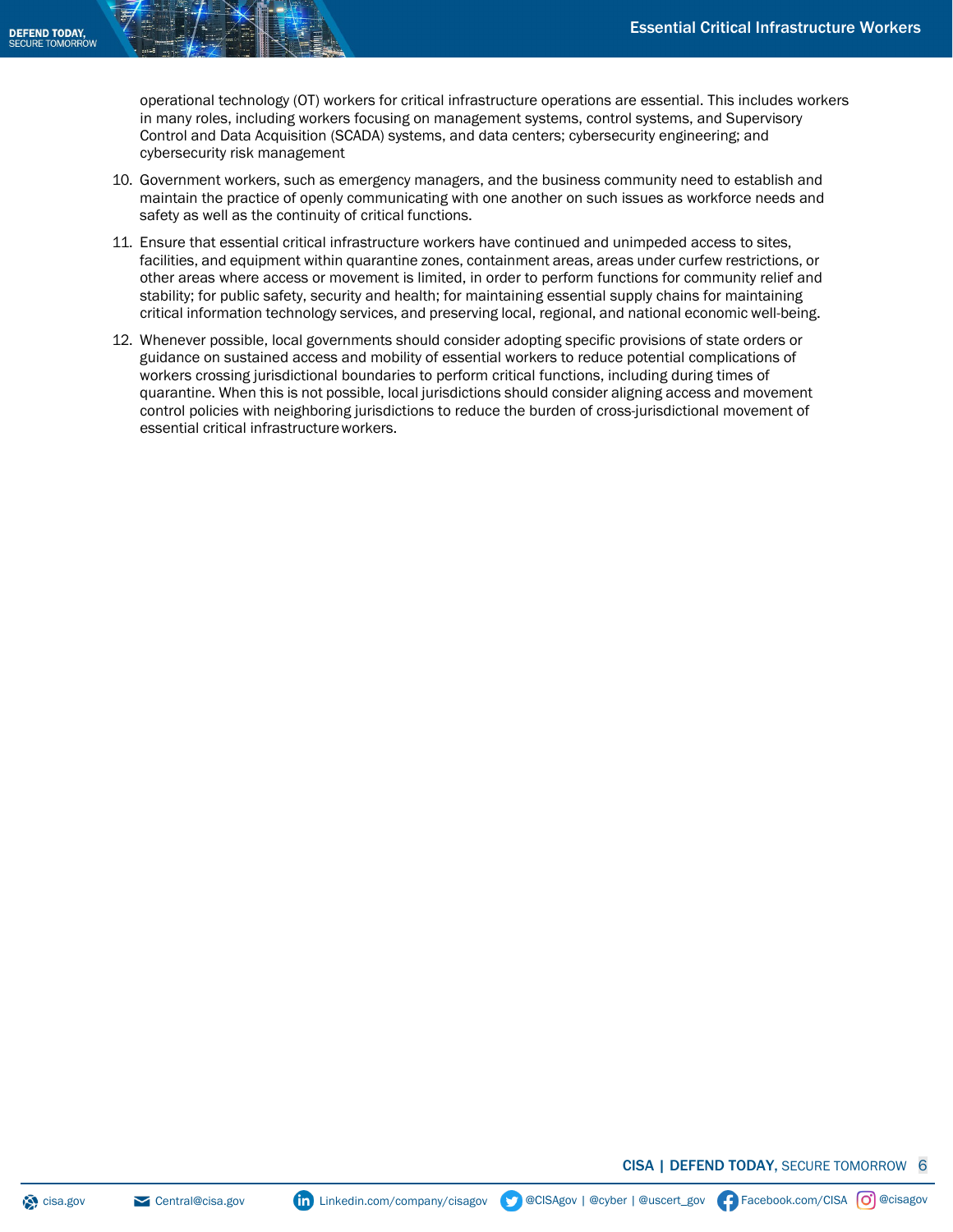operational technology (OT) workers for critical infrastructure operations are essential. This includes workers in many roles, including workers focusing on management systems, control systems, and Supervisory Control and Data Acquisition (SCADA) systems, and data centers; cybersecurity engineering; and cybersecurity risk management

10. Government workers, such as emergency managers, and the business community need to establish and maintain the practice of openly communicating with one another on such issues as workforce needs and safety as well as the continuity of critical functions.
11. Ensure that essential critical infrastructure workers have continued and unimpeded access to sites, facilities, and equipment within quarantine zones, containment areas, areas under curfew restrictions, or other areas where access or movement is limited, in order to perform functions for community relief and stability; for public safety, security and health; for maintaining essential supply chains for maintaining critical information technology services, and preserving local, regional, and national economic well-being.
12. Whenever possible, local governments should consider adopting specific provisions of state orders or guidance on sustained access and mobility of essential workers to reduce potential complications of workers crossing jurisdictional boundaries to perform critical functions, including during times of quarantine. When this is not possible, local jurisdictions should consider aligning access and movement control policies with neighboring jurisdictions to reduce the burden of cross-jurisdictional movement of essential critical infrastructure workers.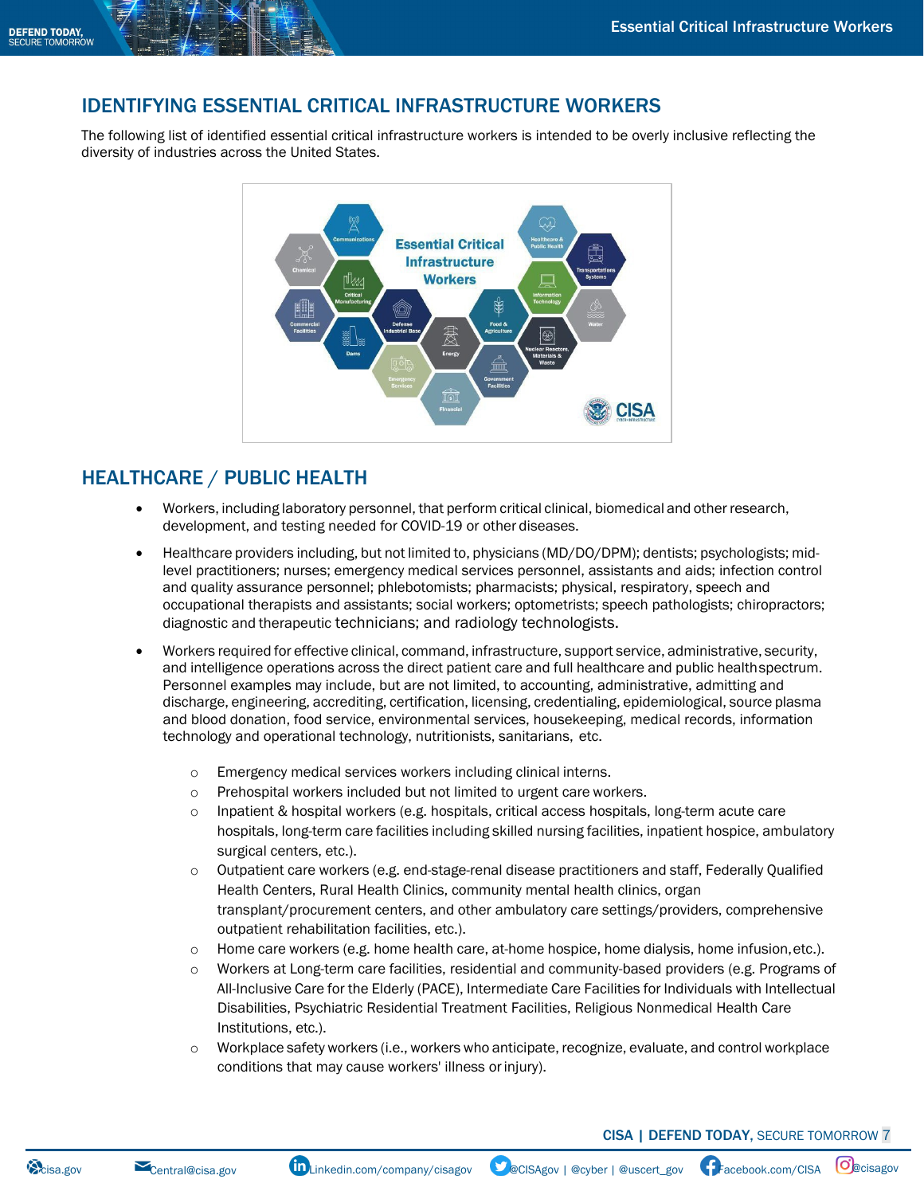## IDENTIFYING ESSENTIAL CRITICAL INFRASTRUCTURE WORKERS

The following list of identified essential critical infrastructure workers is intended to be overly inclusive reflecting the diversity of industries across the United States.

## HEALTHCARE / PUBLIC HEALTH

- Workers, including laboratory personnel, that perform critical clinical, biomedical and other research, development, and testing needed for COVID-19 or other diseases.
- Healthcare providers including, but not limited to, physicians (MD/DO/DPM); dentists; psychologists; mid-level practitioners; nurses; emergency medical services personnel, assistants and aids; infection control and quality assurance personnel; phlebotomists; pharmacists; physical, respiratory, speech and occupational therapists and assistants; social workers; optometrists; speech pathologists; chiropractors; diagnostic and therapeutic technicians; and radiology technologists.
- Workers required for effective clinical, command, infrastructure, support service, administrative, security, and intelligence operations across the direct patient care and full healthcare and public health spectrum. Personnel examples may include, but are not limited, to accounting, administrative, admitting and discharge, engineering, accrediting, certification, licensing, credentialing, epidemiological, source plasma and blood donation, food service, environmental services, housekeeping, medical records, information technology and operational technology, nutritionists, sanitarians, etc.
    - Emergency medical services workers including clinical interns.
    - Prehospital workers included but not limited to urgent care workers.
    - Inpatient & hospital workers (e.g. hospitals, critical access hospitals, long-term acute care hospitals, long-term care facilities including skilled nursing facilities, inpatient hospice, ambulatory surgical centers, etc.).
    - Outpatient care workers (e.g. end-stage-renal disease practitioners and staff, Federally Qualified Health Centers, Rural Health Clinics, community mental health clinics, organ transplant/procurement centers, and other ambulatory care settings/providers, comprehensive outpatient rehabilitation facilities, etc.).
    - Home care workers (e.g. home health care, at-home hospice, home dialysis, home infusion, etc.).
    - Workers at Long-term care facilities, residential and community-based providers (e.g. Programs of All-Inclusive Care for the Elderly (PACE), Intermediate Care Facilities for Individuals with Intellectual Disabilities, Psychiatric Residential Treatment Facilities, Religious Nonmedical Health Care Institutions, etc.).
    - Workplace safety workers (i.e., workers who anticipate, recognize, evaluate, and control workplace conditions that may cause workers' illness or injury).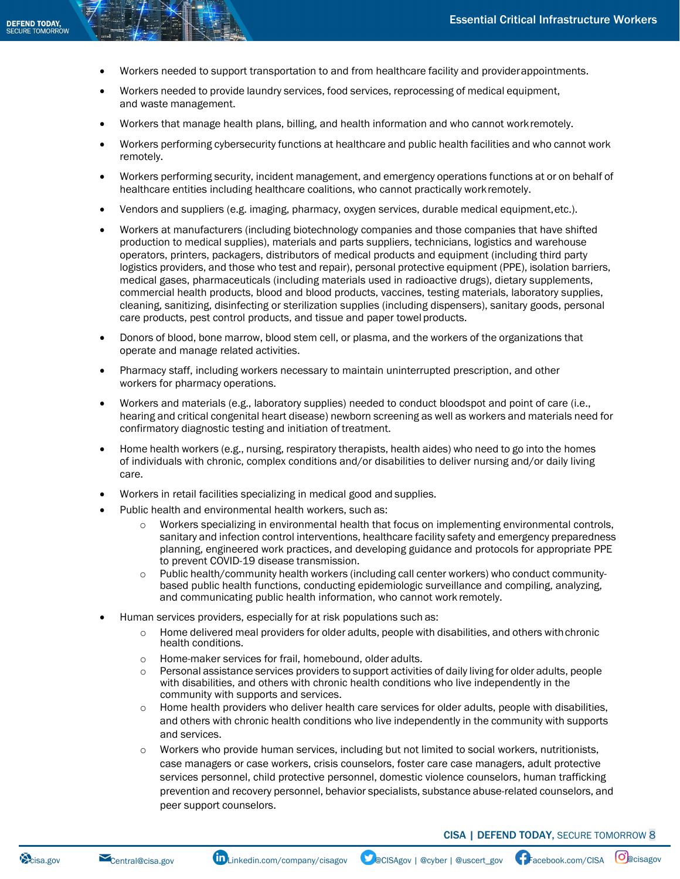- Workers needed to support transportation to and from healthcare facility and provider appointments.
- Workers needed to provide laundry services, food services, reprocessing of medical equipment, and waste management.
- Workers that manage health plans, billing, and health information and who cannot work remotely.
- Workers performing cybersecurity functions at healthcare and public health facilities and who cannot work remotely.
- Workers performing security, incident management, and emergency operations functions at or on behalf of healthcare entities including healthcare coalitions, who cannot practically work remotely.
- Vendors and suppliers (e.g. imaging, pharmacy, oxygen services, durable medical equipment, etc.).
- Workers at manufacturers (including biotechnology companies and those companies that have shifted production to medical supplies), materials and parts suppliers, technicians, logistics and warehouse operators, printers, packagers, distributors of medical products and equipment (including third party logistics providers, and those who test and repair), personal protective equipment (PPE), isolation barriers, medical gases, pharmaceuticals (including materials used in radioactive drugs), dietary supplements, commercial health products, blood and blood products, vaccines, testing materials, laboratory supplies, cleaning, sanitizing, disinfecting or sterilization supplies (including dispensers), sanitary goods, personal care products, pest control products, and tissue and paper towel products.
- Donors of blood, bone marrow, blood stem cell, or plasma, and the workers of the organizations that operate and manage related activities.
- Pharmacy staff, including workers necessary to maintain uninterrupted prescription, and other workers for pharmacy operations.
- Workers and materials (e.g., laboratory supplies) needed to conduct bloodspot and point of care (i.e., hearing and critical congenital heart disease) newborn screening as well as workers and materials need for confirmatory diagnostic testing and initiation of treatment.
- Home health workers (e.g., nursing, respiratory therapists, health aides) who need to go into the homes of individuals with chronic, complex conditions and/or disabilities to deliver nursing and/or daily living care.
- Workers in retail facilities specializing in medical good and supplies.
- Public health and environmental health workers, such as:
  - Workers specializing in environmental health that focus on implementing environmental controls, sanitary and infection control interventions, healthcare facility safety and emergency preparedness planning, engineered work practices, and developing guidance and protocols for appropriate PPE to prevent COVID-19 disease transmission.
  - Public health/community health workers (including call center workers) who conduct community-based public health functions, conducting epidemiologic surveillance and compiling, analyzing, and communicating public health information, who cannot work remotely.
- Human services providers, especially for at risk populations such as:
  - Home delivered meal providers for older adults, people with disabilities, and others with chronic health conditions.
  - Home-maker services for frail, homebound, older adults.
  - Personal assistance services providers to support activities of daily living for older adults, people with disabilities, and others with chronic health conditions who live independently in the community with supports and services.
  - Home health providers who deliver health care services for older adults, people with disabilities, and others with chronic health conditions who live independently in the community with supports and services.
  - Workers who provide human services, including but not limited to social workers, nutritionists, case managers or case workers, crisis counselors, foster care case managers, adult protective services personnel, child protective personnel, domestic violence counselors, human trafficking prevention and recovery personnel, behavior specialists, substance abuse-related counselors, and peer support counselors.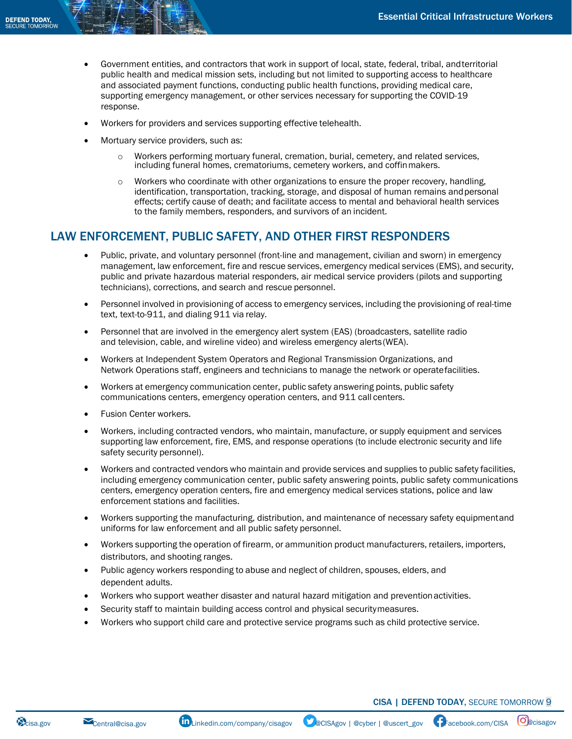- Government entities, and contractors that work in support of local, state, federal, tribal, and territorial public health and medical mission sets, including but not limited to supporting access to healthcare and associated payment functions, conducting public health functions, providing medical care, supporting emergency management, or other services necessary for supporting the COVID-19 response.
- Workers for providers and services supporting effective telehealth.
- Mortuary service providers, such as:
  - Workers performing mortuary funeral, cremation, burial, cemetery, and related services, including funeral homes, crematoriums, cemetery workers, and coffin makers.
  - Workers who coordinate with other organizations to ensure the proper recovery, handling, identification, transportation, tracking, storage, and disposal of human remains and personal effects; certify cause of death; and facilitate access to mental and behavioral health services to the family members, responders, and survivors of an incident.

## LAW ENFORCEMENT, PUBLIC SAFETY, AND OTHER FIRST RESPONDERS

- Public, private, and voluntary personnel (front-line and management, civilian and sworn) in emergency management, law enforcement, fire and rescue services, emergency medical services (EMS), and security, public and private hazardous material responders, air medical service providers (pilots and supporting technicians), corrections, and search and rescue personnel.
- Personnel involved in provisioning of access to emergency services, including the provisioning of real-time text, text-to-911, and dialing 911 via relay.
- Personnel that are involved in the emergency alert system (EAS) (broadcasters, satellite radio and television, cable, and wireline video) and wireless emergency alerts (WEA).
- Workers at Independent System Operators and Regional Transmission Organizations, and Network Operations staff, engineers and technicians to manage the network or operate facilities.
- Workers at emergency communication center, public safety answering points, public safety communications centers, emergency operation centers, and 911 call centers.
- Fusion Center workers.
- Workers, including contracted vendors, who maintain, manufacture, or supply equipment and services supporting law enforcement, fire, EMS, and response operations (to include electronic security and life safety security personnel).
- Workers and contracted vendors who maintain and provide services and supplies to public safety facilities, including emergency communication center, public safety answering points, public safety communications centers, emergency operation centers, fire and emergency medical services stations, police and law enforcement stations and facilities.
- Workers supporting the manufacturing, distribution, and maintenance of necessary safety equipment and uniforms for law enforcement and all public safety personnel.
- Workers supporting the operation of firearm, or ammunition product manufacturers, retailers, importers, distributors, and shooting ranges.
- Public agency workers responding to abuse and neglect of children, spouses, elders, and dependent adults.
- Workers who support weather disaster and natural hazard mitigation and prevention activities.
- Security staff to maintain building access control and physical security measures.
- Workers who support child care and protective service programs such as child protective service.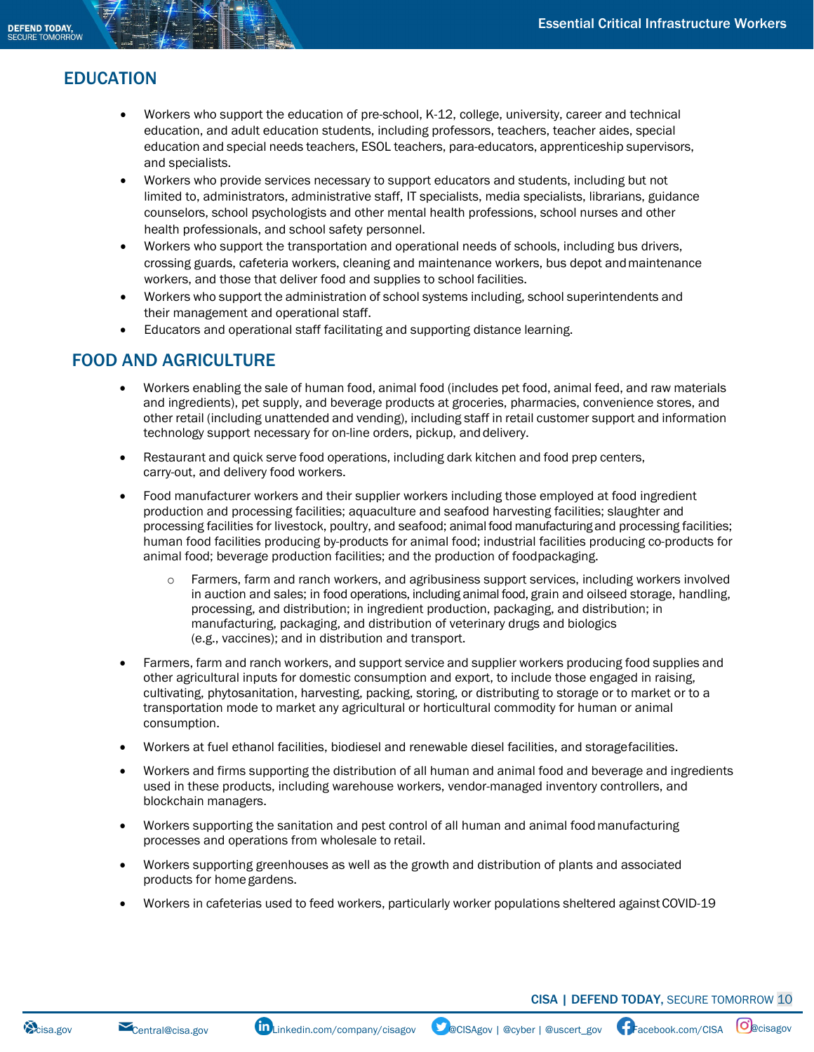## EDUCATION

- Workers who support the education of pre-school, K-12, college, university, career and technical education, and adult education students, including professors, teachers, teacher aides, special education and special needs teachers, ESOL teachers, para-educators, apprenticeship supervisors, and specialists.
- Workers who provide services necessary to support educators and students, including but not limited to, administrators, administrative staff, IT specialists, media specialists, librarians, guidance counselors, school psychologists and other mental health professions, school nurses and other health professionals, and school safety personnel.
- Workers who support the transportation and operational needs of schools, including bus drivers, crossing guards, cafeteria workers, cleaning and maintenance workers, bus depot and maintenance workers, and those that deliver food and supplies to school facilities.
- Workers who support the administration of school systems including, school superintendents and their management and operational staff.
- Educators and operational staff facilitating and supporting distance learning.

## FOOD AND AGRICULTURE

- Workers enabling the sale of human food, animal food (includes pet food, animal feed, and raw materials and ingredients), pet supply, and beverage products at groceries, pharmacies, convenience stores, and other retail (including unattended and vending), including staff in retail customer support and information technology support necessary for on-line orders, pickup, and delivery.
- Restaurant and quick serve food operations, including dark kitchen and food prep centers, carry-out, and delivery food workers.
- Food manufacturer workers and their supplier workers including those employed at food ingredient production and processing facilities; aquaculture and seafood harvesting facilities; slaughter and processing facilities for livestock, poultry, and seafood; animal food manufacturing and processing facilities; human food facilities producing by-products for animal food; industrial facilities producing co-products for animal food; beverage production facilities; and the production of food packaging.
  - Farmers, farm and ranch workers, and agribusiness support services, including workers involved in auction and sales; in food operations, including animal food, grain and oilseed storage, handling, processing, and distribution; in ingredient production, packaging, and distribution; in manufacturing, packaging, and distribution of veterinary drugs and biologics (e.g., vaccines); and in distribution and transport.
- Farmers, farm and ranch workers, and support service and supplier workers producing food supplies and other agricultural inputs for domestic consumption and export, to include those engaged in raising, cultivating, phytosanitation, harvesting, packing, storing, or distributing to storage or to market or to a transportation mode to market any agricultural or horticultural commodity for human or animal consumption.
- Workers at fuel ethanol facilities, biodiesel and renewable diesel facilities, and storage facilities.
- Workers and firms supporting the distribution of all human and animal food and beverage and ingredients used in these products, including warehouse workers, vendor-managed inventory controllers, and blockchain managers.
- Workers supporting the sanitation and pest control of all human and animal food manufacturing processes and operations from wholesale to retail.
- Workers supporting greenhouses as well as the growth and distribution of plants and associated products for home gardens.
- Workers in cafeterias used to feed workers, particularly worker populations sheltered against COVID-19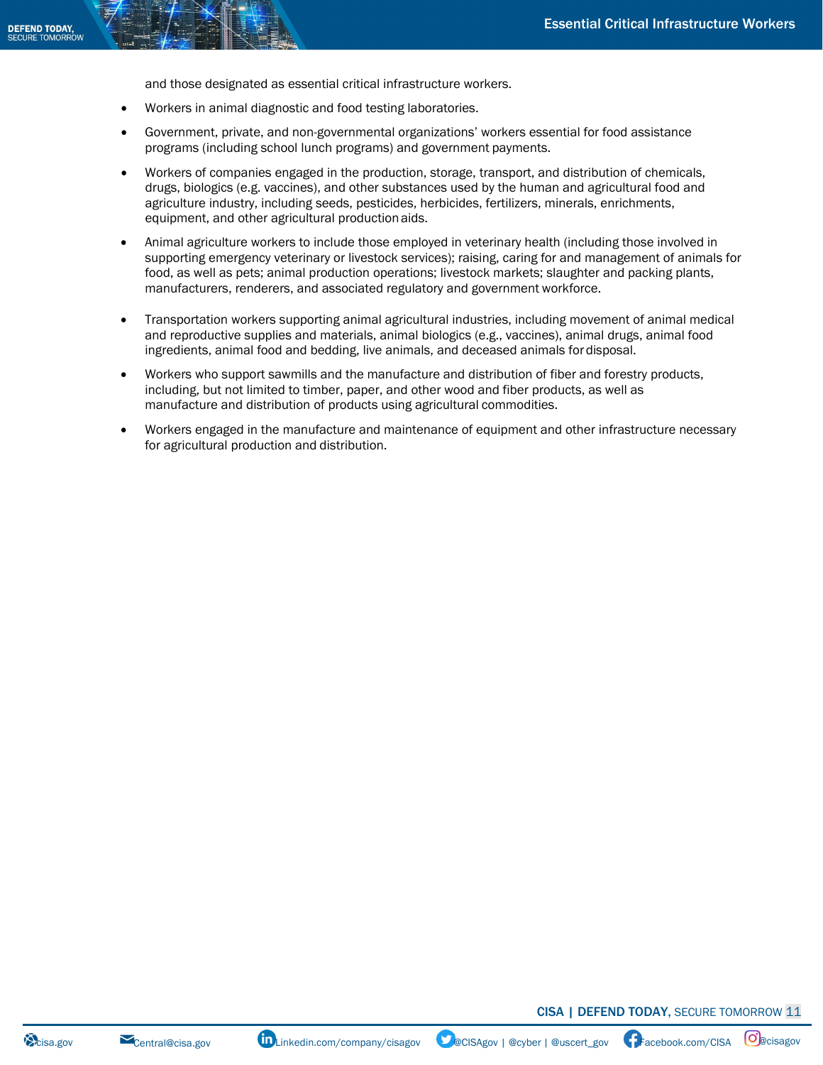and those designated as essential critical infrastructure workers.

- Workers in animal diagnostic and food testing laboratories.
- Government, private, and non-governmental organizations' workers essential for food assistance programs (including school lunch programs) and government payments.
- Workers of companies engaged in the production, storage, transport, and distribution of chemicals, drugs, biologics (e.g. vaccines), and other substances used by the human and agricultural food and agriculture industry, including seeds, pesticides, herbicides, fertilizers, minerals, enrichments, equipment, and other agricultural production aids.
- Animal agriculture workers to include those employed in veterinary health (including those involved in supporting emergency veterinary or livestock services); raising, caring for and management of animals for food, as well as pets; animal production operations; livestock markets; slaughter and packing plants, manufacturers, renderers, and associated regulatory and government workforce.
- Transportation workers supporting animal agricultural industries, including movement of animal medical and reproductive supplies and materials, animal biologics (e.g., vaccines), animal drugs, animal food ingredients, animal food and bedding, live animals, and deceased animals for disposal.
- Workers who support sawmills and the manufacture and distribution of fiber and forestry products, including, but not limited to timber, paper, and other wood and fiber products, as well as manufacture and distribution of products using agricultural commodities.
- Workers engaged in the manufacture and maintenance of equipment and other infrastructure necessary for agricultural production and distribution.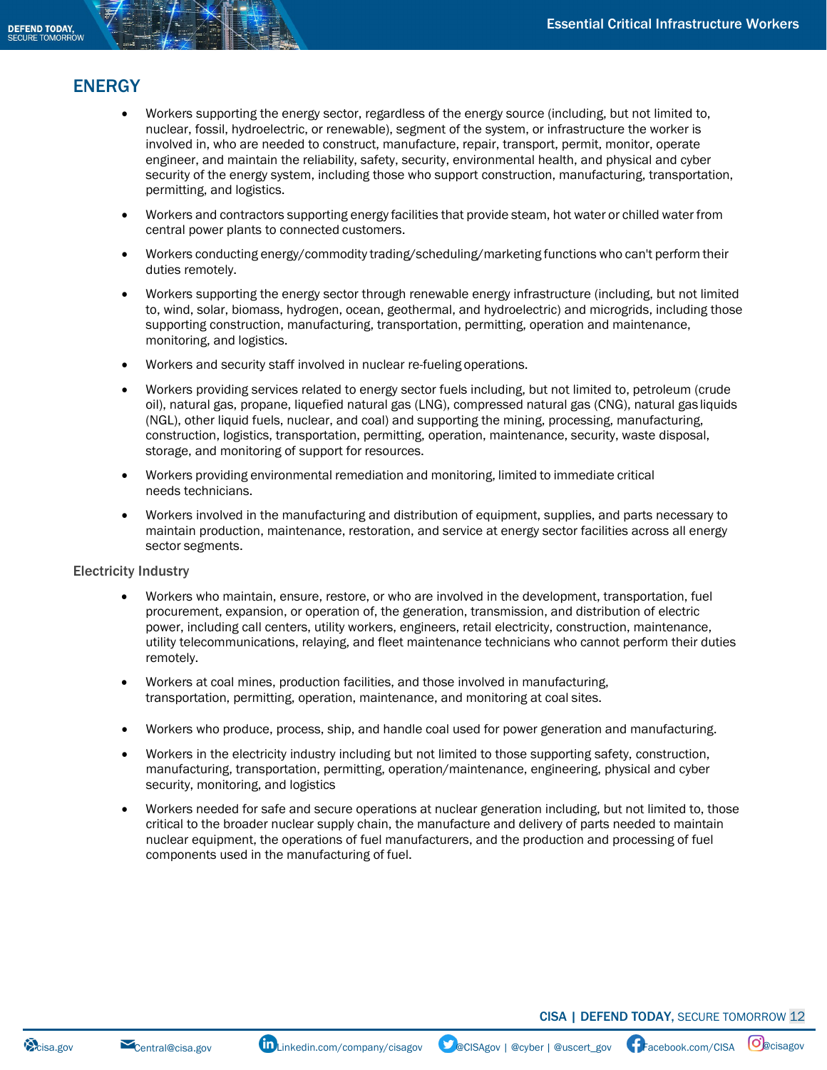## ENERGY

- Workers supporting the energy sector, regardless of the energy source (including, but not limited to, nuclear, fossil, hydroelectric, or renewable), segment of the system, or infrastructure the worker is involved in, who are needed to construct, manufacture, repair, transport, permit, monitor, operate engineer, and maintain the reliability, safety, security, environmental health, and physical and cyber security of the energy system, including those who support construction, manufacturing, transportation, permitting, and logistics.
- Workers and contractors supporting energy facilities that provide steam, hot water or chilled water from central power plants to connected customers.
- Workers conducting energy/commodity trading/scheduling/marketing functions who can't perform their duties remotely.
- Workers supporting the energy sector through renewable energy infrastructure (including, but not limited to, wind, solar, biomass, hydrogen, ocean, geothermal, and hydroelectric) and microgrids, including those supporting construction, manufacturing, transportation, permitting, operation and maintenance, monitoring, and logistics.
- Workers and security staff involved in nuclear re-fueling operations.
- Workers providing services related to energy sector fuels including, but not limited to, petroleum (crude oil), natural gas, propane, liquefied natural gas (LNG), compressed natural gas (CNG), natural gas liquids (NGL), other liquid fuels, nuclear, and coal) and supporting the mining, processing, manufacturing, construction, logistics, transportation, permitting, operation, maintenance, security, waste disposal, storage, and monitoring of support for resources.
- Workers providing environmental remediation and monitoring, limited to immediate critical needs technicians.
- Workers involved in the manufacturing and distribution of equipment, supplies, and parts necessary to maintain production, maintenance, restoration, and service at energy sector facilities across all energy sector segments.

### Electricity Industry

- Workers who maintain, ensure, restore, or who are involved in the development, transportation, fuel procurement, expansion, or operation of, the generation, transmission, and distribution of electric power, including call centers, utility workers, engineers, retail electricity, construction, maintenance, utility telecommunications, relaying, and fleet maintenance technicians who cannot perform their duties remotely.
- Workers at coal mines, production facilities, and those involved in manufacturing, transportation, permitting, operation, maintenance, and monitoring at coal sites.
- Workers who produce, process, ship, and handle coal used for power generation and manufacturing.
- Workers in the electricity industry including but not limited to those supporting safety, construction, manufacturing, transportation, permitting, operation/maintenance, engineering, physical and cyber security, monitoring, and logistics
- Workers needed for safe and secure operations at nuclear generation including, but not limited to, those critical to the broader nuclear supply chain, the manufacture and delivery of parts needed to maintain nuclear equipment, the operations of fuel manufacturers, and the production and processing of fuel components used in the manufacturing of fuel.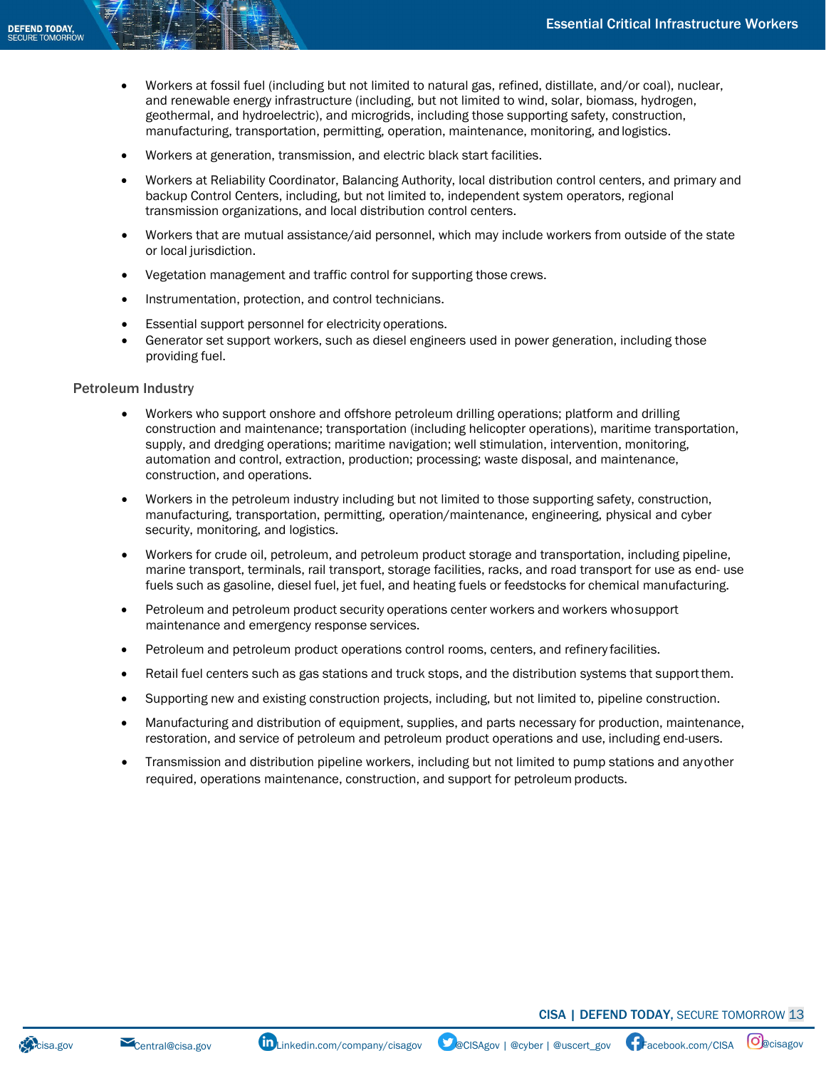- Workers at fossil fuel (including but not limited to natural gas, refined, distillate, and/or coal), nuclear, and renewable energy infrastructure (including, but not limited to wind, solar, biomass, hydrogen, geothermal, and hydroelectric), and microgrids, including those supporting safety, construction, manufacturing, transportation, permitting, operation, maintenance, monitoring, and logistics.
- Workers at generation, transmission, and electric black start facilities.
- Workers at Reliability Coordinator, Balancing Authority, local distribution control centers, and primary and backup Control Centers, including, but not limited to, independent system operators, regional transmission organizations, and local distribution control centers.
- Workers that are mutual assistance/aid personnel, which may include workers from outside of the state or local jurisdiction.
- Vegetation management and traffic control for supporting those crews.
- Instrumentation, protection, and control technicians.
- Essential support personnel for electricity operations.
- Generator set support workers, such as diesel engineers used in power generation, including those providing fuel.

### Petroleum Industry

- Workers who support onshore and offshore petroleum drilling operations; platform and drilling construction and maintenance; transportation (including helicopter operations), maritime transportation, supply, and dredging operations; maritime navigation; well stimulation, intervention, monitoring, automation and control, extraction, production; processing; waste disposal, and maintenance, construction, and operations.
- Workers in the petroleum industry including but not limited to those supporting safety, construction, manufacturing, transportation, permitting, operation/maintenance, engineering, physical and cyber security, monitoring, and logistics.
- Workers for crude oil, petroleum, and petroleum product storage and transportation, including pipeline, marine transport, terminals, rail transport, storage facilities, racks, and road transport for use as end- use fuels such as gasoline, diesel fuel, jet fuel, and heating fuels or feedstocks for chemical manufacturing.
- Petroleum and petroleum product security operations center workers and workers who support maintenance and emergency response services.
- Petroleum and petroleum product operations control rooms, centers, and refinery facilities.
- Retail fuel centers such as gas stations and truck stops, and the distribution systems that support them.
- Supporting new and existing construction projects, including, but not limited to, pipeline construction.
- Manufacturing and distribution of equipment, supplies, and parts necessary for production, maintenance, restoration, and service of petroleum and petroleum product operations and use, including end-users.
- Transmission and distribution pipeline workers, including but not limited to pump stations and any other required, operations maintenance, construction, and support for petroleum products.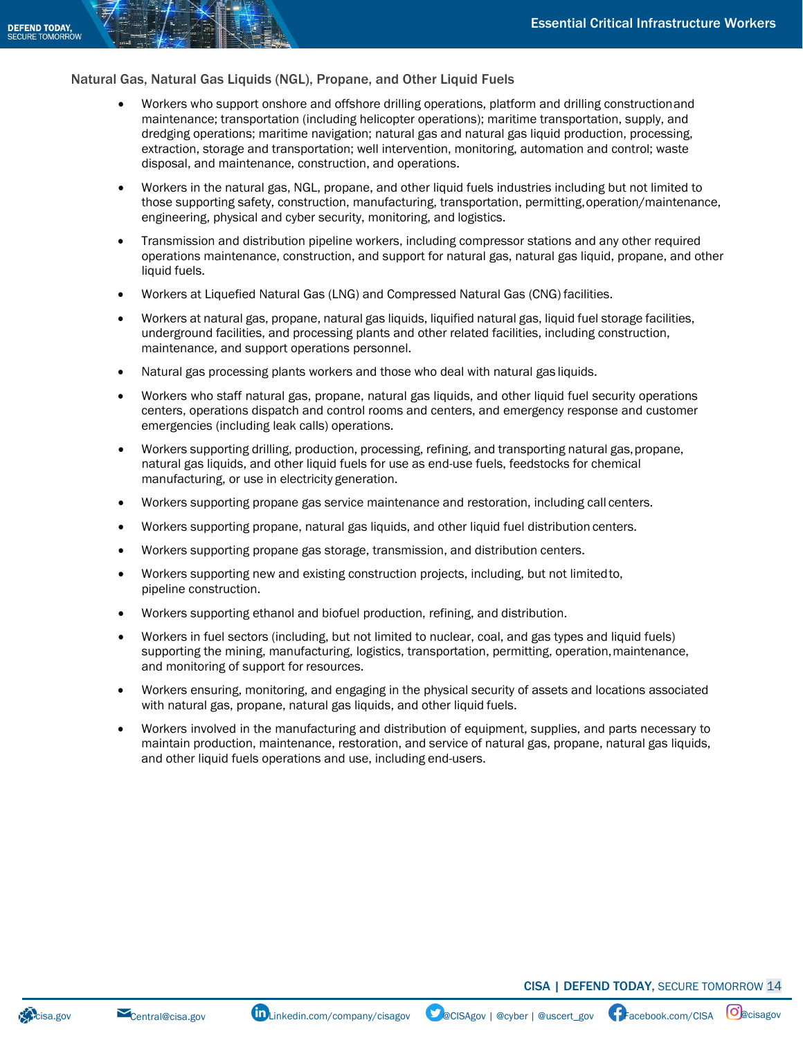## Natural Gas, Natural Gas Liquids (NGL), Propane, and Other Liquid Fuels

- Workers who support onshore and offshore drilling operations, platform and drilling construction and maintenance; transportation (including helicopter operations); maritime transportation, supply, and dredging operations; maritime navigation; natural gas and natural gas liquid production, processing, extraction, storage and transportation; well intervention, monitoring, automation and control; waste disposal, and maintenance, construction, and operations.
- Workers in the natural gas, NGL, propane, and other liquid fuels industries including but not limited to those supporting safety, construction, manufacturing, transportation, permitting, operation/maintenance, engineering, physical and cyber security, monitoring, and logistics.
- Transmission and distribution pipeline workers, including compressor stations and any other required operations maintenance, construction, and support for natural gas, natural gas liquid, propane, and other liquid fuels.
- Workers at Liquefied Natural Gas (LNG) and Compressed Natural Gas (CNG) facilities.
- Workers at natural gas, propane, natural gas liquids, liquified natural gas, liquid fuel storage facilities, underground facilities, and processing plants and other related facilities, including construction, maintenance, and support operations personnel.
- Natural gas processing plants workers and those who deal with natural gas liquids.
- Workers who staff natural gas, propane, natural gas liquids, and other liquid fuel security operations centers, operations dispatch and control rooms and centers, and emergency response and customer emergencies (including leak calls) operations.
- Workers supporting drilling, production, processing, refining, and transporting natural gas, propane, natural gas liquids, and other liquid fuels for use as end-use fuels, feedstocks for chemical manufacturing, or use in electricity generation.
- Workers supporting propane gas service maintenance and restoration, including call centers.
- Workers supporting propane, natural gas liquids, and other liquid fuel distribution centers.
- Workers supporting propane gas storage, transmission, and distribution centers.
- Workers supporting new and existing construction projects, including, but not limited to, pipeline construction.
- Workers supporting ethanol and biofuel production, refining, and distribution.
- Workers in fuel sectors (including, but not limited to nuclear, coal, and gas types and liquid fuels) supporting the mining, manufacturing, logistics, transportation, permitting, operation, maintenance, and monitoring of support for resources.
- Workers ensuring, monitoring, and engaging in the physical security of assets and locations associated with natural gas, propane, natural gas liquids, and other liquid fuels.
- Workers involved in the manufacturing and distribution of equipment, supplies, and parts necessary to maintain production, maintenance, restoration, and service of natural gas, propane, natural gas liquids, and other liquid fuels operations and use, including end-users.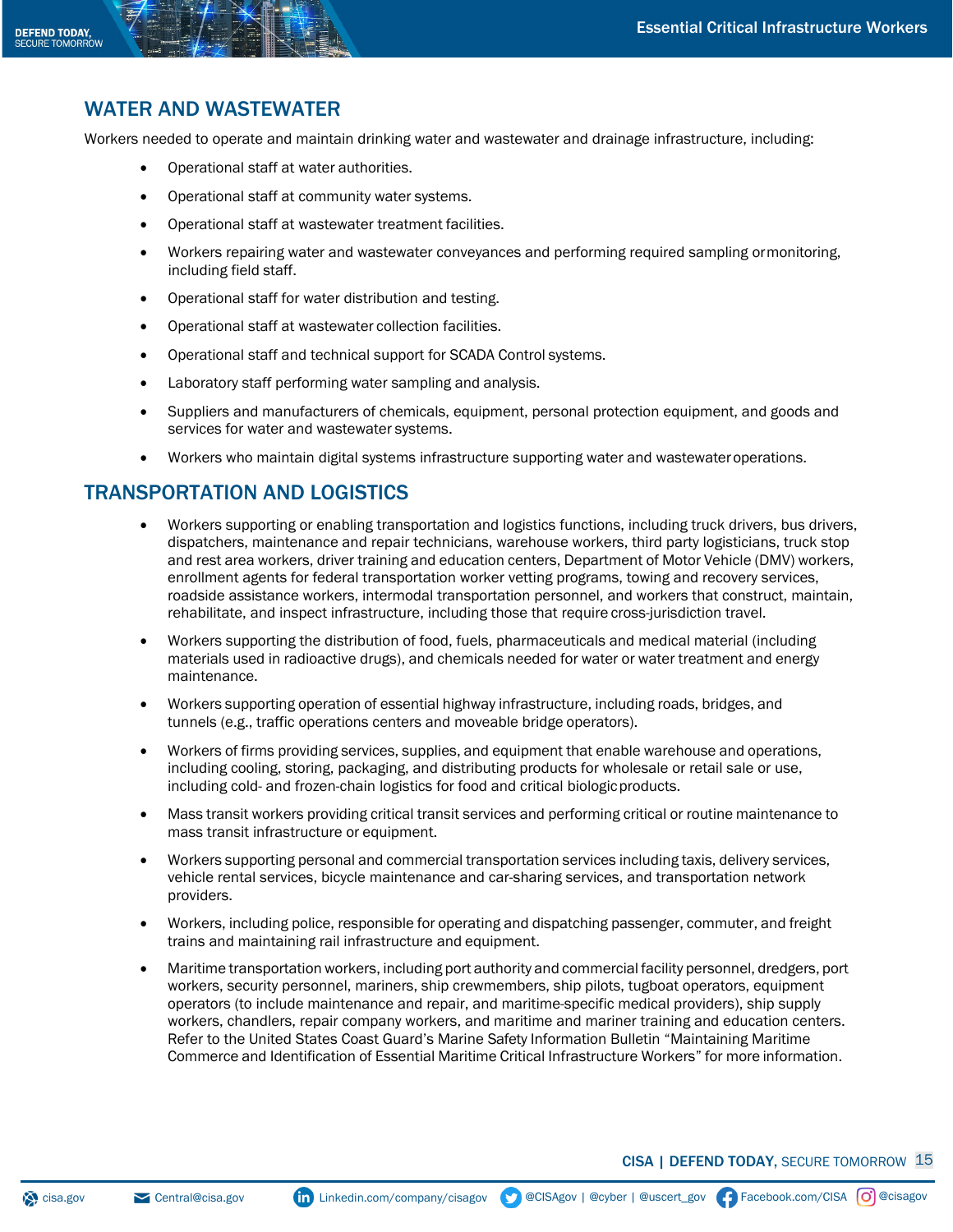## WATER AND WASTEWATER

Workers needed to operate and maintain drinking water and wastewater and drainage infrastructure, including:

- Operational staff at water authorities.
- Operational staff at community water systems.
- Operational staff at wastewater treatment facilities.
- Workers repairing water and wastewater conveyances and performing required sampling or monitoring, including field staff.
- Operational staff for water distribution and testing.
- Operational staff at wastewater collection facilities.
- Operational staff and technical support for SCADA Control systems.
- Laboratory staff performing water sampling and analysis.
- Suppliers and manufacturers of chemicals, equipment, personal protection equipment, and goods and services for water and wastewater systems.
- Workers who maintain digital systems infrastructure supporting water and wastewater operations.

## TRANSPORTATION AND LOGISTICS

- Workers supporting or enabling transportation and logistics functions, including truck drivers, bus drivers, dispatchers, maintenance and repair technicians, warehouse workers, third party logisticians, truck stop and rest area workers, driver training and education centers, Department of Motor Vehicle (DMV) workers, enrollment agents for federal transportation worker vetting programs, towing and recovery services, roadside assistance workers, intermodal transportation personnel, and workers that construct, maintain, rehabilitate, and inspect infrastructure, including those that require cross-jurisdiction travel.
- Workers supporting the distribution of food, fuels, pharmaceuticals and medical material (including materials used in radioactive drugs), and chemicals needed for water or water treatment and energy maintenance.
- Workers supporting operation of essential highway infrastructure, including roads, bridges, and tunnels (e.g., traffic operations centers and moveable bridge operators).
- Workers of firms providing services, supplies, and equipment that enable warehouse and operations, including cooling, storing, packaging, and distributing products for wholesale or retail sale or use, including cold- and frozen-chain logistics for food and critical biologic products.
- Mass transit workers providing critical transit services and performing critical or routine maintenance to mass transit infrastructure or equipment.
- Workers supporting personal and commercial transportation services including taxis, delivery services, vehicle rental services, bicycle maintenance and car-sharing services, and transportation network providers.
- Workers, including police, responsible for operating and dispatching passenger, commuter, and freight trains and maintaining rail infrastructure and equipment.
- Maritime transportation workers, including port authority and commercial facility personnel, dredgers, port workers, security personnel, mariners, ship crewmembers, ship pilots, tugboat operators, equipment operators (to include maintenance and repair, and maritime-specific medical providers), ship supply workers, chandlers, repair company workers, and maritime and mariner training and education centers. Refer to the United States Coast Guard's Marine Safety Information Bulletin "Maintaining Maritime Commerce and Identification of Essential Maritime Critical Infrastructure Workers" for more information.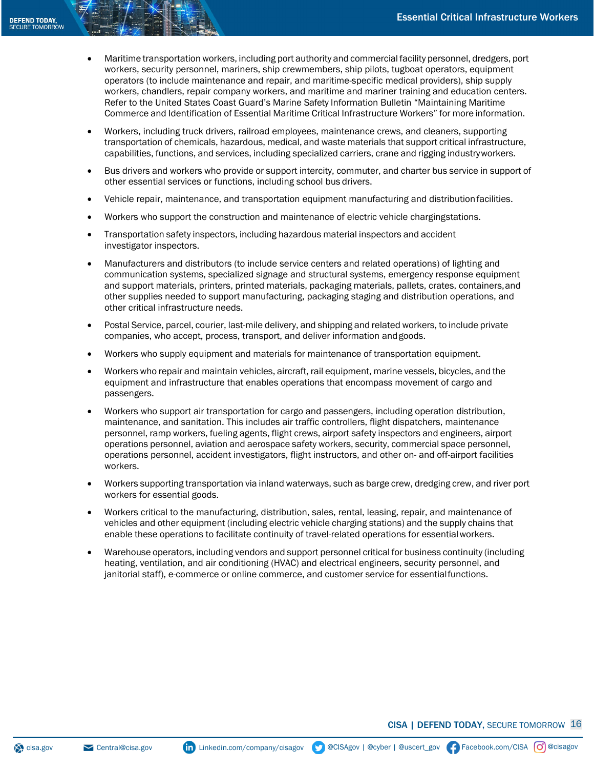- Maritime transportation workers, including port authority and commercial facility personnel, dredgers, port workers, security personnel, mariners, ship crewmembers, ship pilots, tugboat operators, equipment operators (to include maintenance and repair, and maritime-specific medical providers), ship supply workers, chandlers, repair company workers, and maritime and mariner training and education centers. Refer to the United States Coast Guard's Marine Safety Information Bulletin "Maintaining Maritime Commerce and Identification of Essential Maritime Critical Infrastructure Workers" for more information.
- Workers, including truck drivers, railroad employees, maintenance crews, and cleaners, supporting transportation of chemicals, hazardous, medical, and waste materials that support critical infrastructure, capabilities, functions, and services, including specialized carriers, crane and rigging industry workers.
- Bus drivers and workers who provide or support intercity, commuter, and charter bus service in support of other essential services or functions, including school bus drivers.
- Vehicle repair, maintenance, and transportation equipment manufacturing and distribution facilities.
- Workers who support the construction and maintenance of electric vehicle charging stations.
- Transportation safety inspectors, including hazardous material inspectors and accident investigator inspectors.
- Manufacturers and distributors (to include service centers and related operations) of lighting and communication systems, specialized signage and structural systems, emergency response equipment and support materials, printers, printed materials, packaging materials, pallets, crates, containers, and other supplies needed to support manufacturing, packaging staging and distribution operations, and other critical infrastructure needs.
- Postal Service, parcel, courier, last-mile delivery, and shipping and related workers, to include private companies, who accept, process, transport, and deliver information and goods.
- Workers who supply equipment and materials for maintenance of transportation equipment.
- Workers who repair and maintain vehicles, aircraft, rail equipment, marine vessels, bicycles, and the equipment and infrastructure that enables operations that encompass movement of cargo and passengers.
- Workers who support air transportation for cargo and passengers, including operation distribution, maintenance, and sanitation. This includes air traffic controllers, flight dispatchers, maintenance personnel, ramp workers, fueling agents, flight crews, airport safety inspectors and engineers, airport operations personnel, aviation and aerospace safety workers, security, commercial space personnel, operations personnel, accident investigators, flight instructors, and other on- and off-airport facilities workers.
- Workers supporting transportation via inland waterways, such as barge crew, dredging crew, and river port workers for essential goods.
- Workers critical to the manufacturing, distribution, sales, rental, leasing, repair, and maintenance of vehicles and other equipment (including electric vehicle charging stations) and the supply chains that enable these operations to facilitate continuity of travel-related operations for essential workers.
- Warehouse operators, including vendors and support personnel critical for business continuity (including heating, ventilation, and air conditioning (HVAC) and electrical engineers, security personnel, and janitorial staff), e-commerce or online commerce, and customer service for essential functions.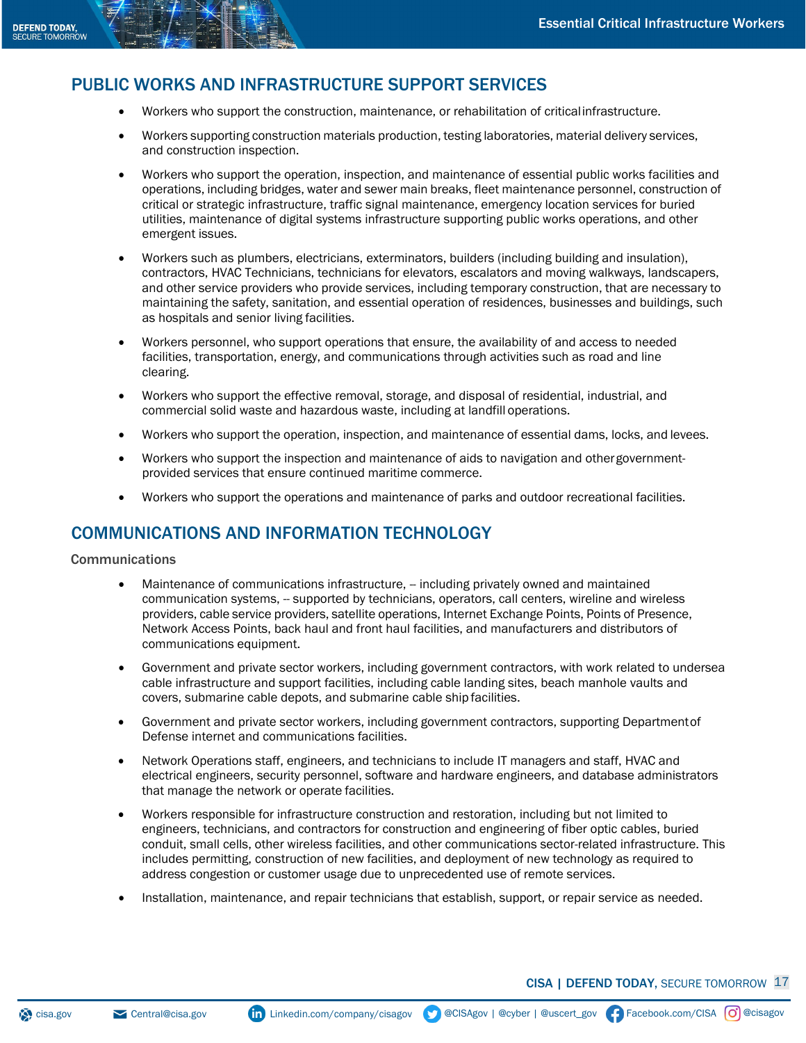## PUBLIC WORKS AND INFRASTRUCTURE SUPPORT SERVICES

- Workers who support the construction, maintenance, or rehabilitation of critical infrastructure.
- Workers supporting construction materials production, testing laboratories, material delivery services, and construction inspection.
- Workers who support the operation, inspection, and maintenance of essential public works facilities and operations, including bridges, water and sewer main breaks, fleet maintenance personnel, construction of critical or strategic infrastructure, traffic signal maintenance, emergency location services for buried utilities, maintenance of digital systems infrastructure supporting public works operations, and other emergent issues.
- Workers such as plumbers, electricians, exterminators, builders (including building and insulation), contractors, HVAC Technicians, technicians for elevators, escalators and moving walkways, landscapers, and other service providers who provide services, including temporary construction, that are necessary to maintaining the safety, sanitation, and essential operation of residences, businesses and buildings, such as hospitals and senior living facilities.
- Workers personnel, who support operations that ensure, the availability of and access to needed facilities, transportation, energy, and communications through activities such as road and line clearing.
- Workers who support the effective removal, storage, and disposal of residential, industrial, and commercial solid waste and hazardous waste, including at landfill operations.
- Workers who support the operation, inspection, and maintenance of essential dams, locks, and levees.
- Workers who support the inspection and maintenance of aids to navigation and other government-provided services that ensure continued maritime commerce.
- Workers who support the operations and maintenance of parks and outdoor recreational facilities.

## COMMUNICATIONS AND INFORMATION TECHNOLOGY

### Communications

- Maintenance of communications infrastructure, -- including privately owned and maintained communication systems, -- supported by technicians, operators, call centers, wireline and wireless providers, cable service providers, satellite operations, Internet Exchange Points, Points of Presence, Network Access Points, back haul and front haul facilities, and manufacturers and distributors of communications equipment.
- Government and private sector workers, including government contractors, with work related to undersea cable infrastructure and support facilities, including cable landing sites, beach manhole vaults and covers, submarine cable depots, and submarine cable ship facilities.
- Government and private sector workers, including government contractors, supporting Department of Defense internet and communications facilities.
- Network Operations staff, engineers, and technicians to include IT managers and staff, HVAC and electrical engineers, security personnel, software and hardware engineers, and database administrators that manage the network or operate facilities.
- Workers responsible for infrastructure construction and restoration, including but not limited to engineers, technicians, and contractors for construction and engineering of fiber optic cables, buried conduit, small cells, other wireless facilities, and other communications sector-related infrastructure. This includes permitting, construction of new facilities, and deployment of new technology as required to address congestion or customer usage due to unprecedented use of remote services.
- Installation, maintenance, and repair technicians that establish, support, or repair service as needed.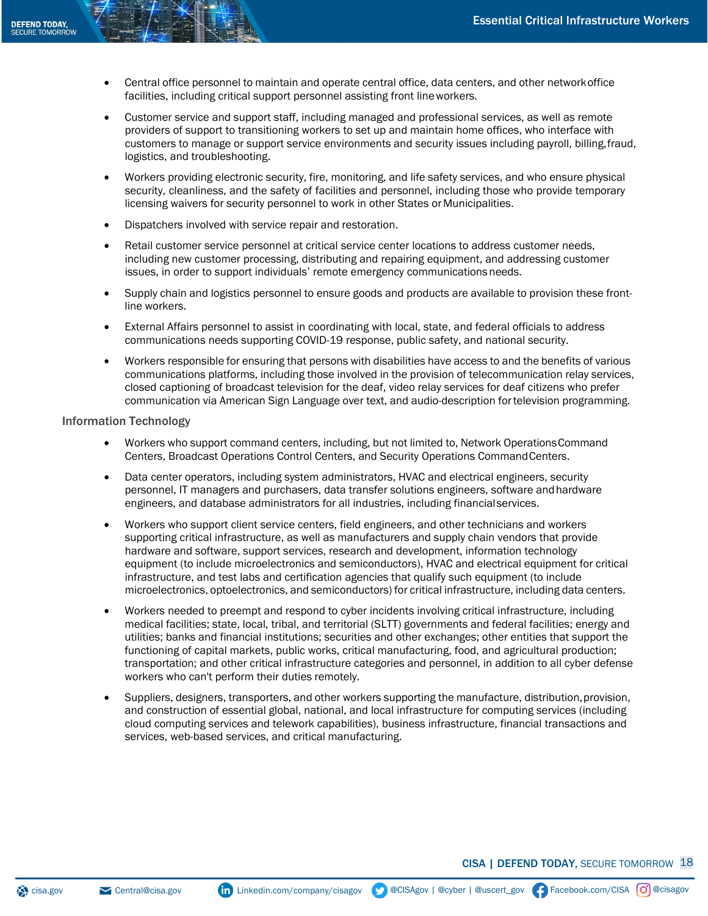- Central office personnel to maintain and operate central office, data centers, and other network office facilities, including critical support personnel assisting front line workers.
- Customer service and support staff, including managed and professional services, as well as remote providers of support to transitioning workers to set up and maintain home offices, who interface with customers to manage or support service environments and security issues including payroll, billing, fraud, logistics, and troubleshooting.
- Workers providing electronic security, fire, monitoring, and life safety services, and who ensure physical security, cleanliness, and the safety of facilities and personnel, including those who provide temporary licensing waivers for security personnel to work in other States or Municipalities.
- Dispatchers involved with service repair and restoration.
- Retail customer service personnel at critical service center locations to address customer needs, including new customer processing, distributing and repairing equipment, and addressing customer issues, in order to support individuals' remote emergency communications needs.
- Supply chain and logistics personnel to ensure goods and products are available to provision these front-line workers.
- External Affairs personnel to assist in coordinating with local, state, and federal officials to address communications needs supporting COVID-19 response, public safety, and national security.
- Workers responsible for ensuring that persons with disabilities have access to and the benefits of various communications platforms, including those involved in the provision of telecommunication relay services, closed captioning of broadcast television for the deaf, video relay services for deaf citizens who prefer communication via American Sign Language over text, and audio-description for television programming.

### Information Technology

- Workers who support command centers, including, but not limited to, Network Operations Command Centers, Broadcast Operations Control Centers, and Security Operations Command Centers.
- Data center operators, including system administrators, HVAC and electrical engineers, security personnel, IT managers and purchasers, data transfer solutions engineers, software and hardware engineers, and database administrators for all industries, including financial services.
- Workers who support client service centers, field engineers, and other technicians and workers supporting critical infrastructure, as well as manufacturers and supply chain vendors that provide hardware and software, support services, research and development, information technology equipment (to include microelectronics and semiconductors), HVAC and electrical equipment for critical infrastructure, and test labs and certification agencies that qualify such equipment (to include microelectronics, optoelectronics, and semiconductors) for critical infrastructure, including data centers.
- Workers needed to preempt and respond to cyber incidents involving critical infrastructure, including medical facilities; state, local, tribal, and territorial (SLTT) governments and federal facilities; energy and utilities; banks and financial institutions; securities and other exchanges; other entities that support the functioning of capital markets, public works, critical manufacturing, food, and agricultural production; transportation; and other critical infrastructure categories and personnel, in addition to all cyber defense workers who can't perform their duties remotely.
- Suppliers, designers, transporters, and other workers supporting the manufacture, distribution, provision, and construction of essential global, national, and local infrastructure for computing services (including cloud computing services and telework capabilities), business infrastructure, financial transactions and services, web-based services, and critical manufacturing.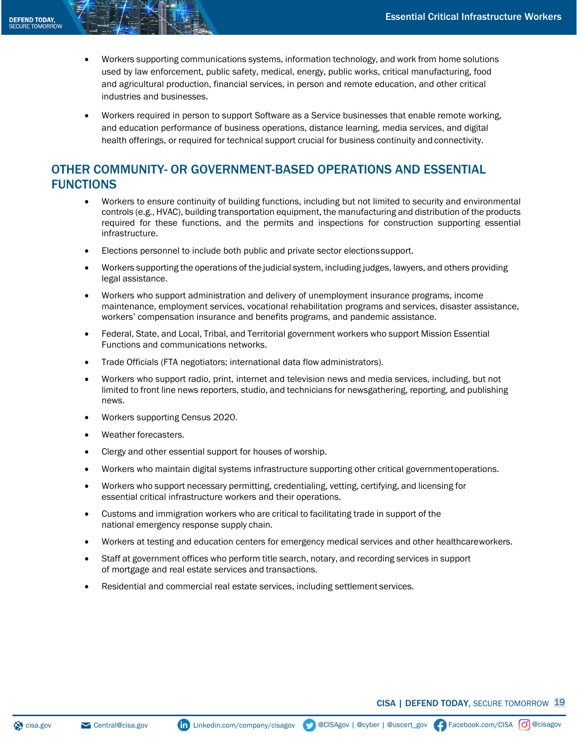- Workers supporting communications systems, information technology, and work from home solutions used by law enforcement, public safety, medical, energy, public works, critical manufacturing, food and agricultural production, financial services, in person and remote education, and other critical industries and businesses.
- Workers required in person to support Software as a Service businesses that enable remote working, and education performance of business operations, distance learning, media services, and digital health offerings, or required for technical support crucial for business continuity and connectivity.

## OTHER COMMUNITY- OR GOVERNMENT-BASED OPERATIONS AND ESSENTIAL FUNCTIONS

- Workers to ensure continuity of building functions, including but not limited to security and environmental controls (e.g., HVAC), building transportation equipment, the manufacturing and distribution of the products required for these functions, and the permits and inspections for construction supporting essential infrastructure.
- Elections personnel to include both public and private sector elections support.
- Workers supporting the operations of the judicial system, including judges, lawyers, and others providing legal assistance.
- Workers who support administration and delivery of unemployment insurance programs, income maintenance, employment services, vocational rehabilitation programs and services, disaster assistance, workers' compensation insurance and benefits programs, and pandemic assistance.
- Federal, State, and Local, Tribal, and Territorial government workers who support Mission Essential Functions and communications networks.
- Trade Officials (FTA negotiators; international data flow administrators).
- Workers who support radio, print, internet and television news and media services, including, but not limited to front line news reporters, studio, and technicians for newsgathering, reporting, and publishing news.
- Workers supporting Census 2020.
- Weather forecasters.
- Clergy and other essential support for houses of worship.
- Workers who maintain digital systems infrastructure supporting other critical government operations.
- Workers who support necessary permitting, credentialing, vetting, certifying, and licensing for essential critical infrastructure workers and their operations.
- Customs and immigration workers who are critical to facilitating trade in support of the national emergency response supply chain.
- Workers at testing and education centers for emergency medical services and other healthcare workers.
- Staff at government offices who perform title search, notary, and recording services in support of mortgage and real estate services and transactions.
- Residential and commercial real estate services, including settlement services.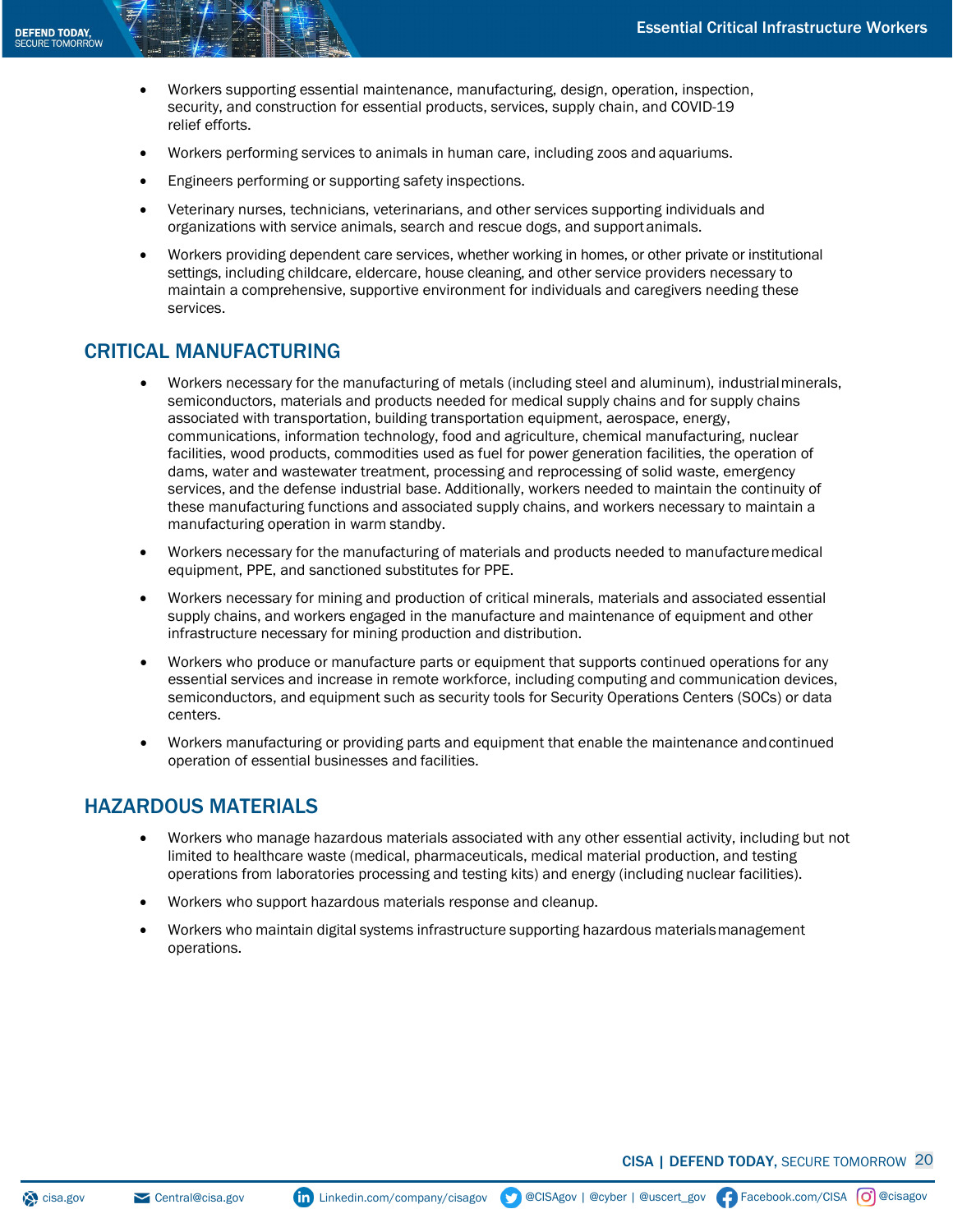- Workers supporting essential maintenance, manufacturing, design, operation, inspection, security, and construction for essential products, services, supply chain, and COVID-19 relief efforts.
- Workers performing services to animals in human care, including zoos and aquariums.
- Engineers performing or supporting safety inspections.
- Veterinary nurses, technicians, veterinarians, and other services supporting individuals and organizations with service animals, search and rescue dogs, and support animals.
- Workers providing dependent care services, whether working in homes, or other private or institutional settings, including childcare, eldercare, house cleaning, and other service providers necessary to maintain a comprehensive, supportive environment for individuals and caregivers needing these services.

## CRITICAL MANUFACTURING

- Workers necessary for the manufacturing of metals (including steel and aluminum), industrial minerals, semiconductors, materials and products needed for medical supply chains and for supply chains associated with transportation, building transportation equipment, aerospace, energy, communications, information technology, food and agriculture, chemical manufacturing, nuclear facilities, wood products, commodities used as fuel for power generation facilities, the operation of dams, water and wastewater treatment, processing and reprocessing of solid waste, emergency services, and the defense industrial base. Additionally, workers needed to maintain the continuity of these manufacturing functions and associated supply chains, and workers necessary to maintain a manufacturing operation in warm standby.
- Workers necessary for the manufacturing of materials and products needed to manufacture medical equipment, PPE, and sanctioned substitutes for PPE.
- Workers necessary for mining and production of critical minerals, materials and associated essential supply chains, and workers engaged in the manufacture and maintenance of equipment and other infrastructure necessary for mining production and distribution.
- Workers who produce or manufacture parts or equipment that supports continued operations for any essential services and increase in remote workforce, including computing and communication devices, semiconductors, and equipment such as security tools for Security Operations Centers (SOCs) or data centers.
- Workers manufacturing or providing parts and equipment that enable the maintenance and continued operation of essential businesses and facilities.

## HAZARDOUS MATERIALS

- Workers who manage hazardous materials associated with any other essential activity, including but not limited to healthcare waste (medical, pharmaceuticals, medical material production, and testing operations from laboratories processing and testing kits) and energy (including nuclear facilities).
- Workers who support hazardous materials response and cleanup.
- Workers who maintain digital systems infrastructure supporting hazardous materials management operations.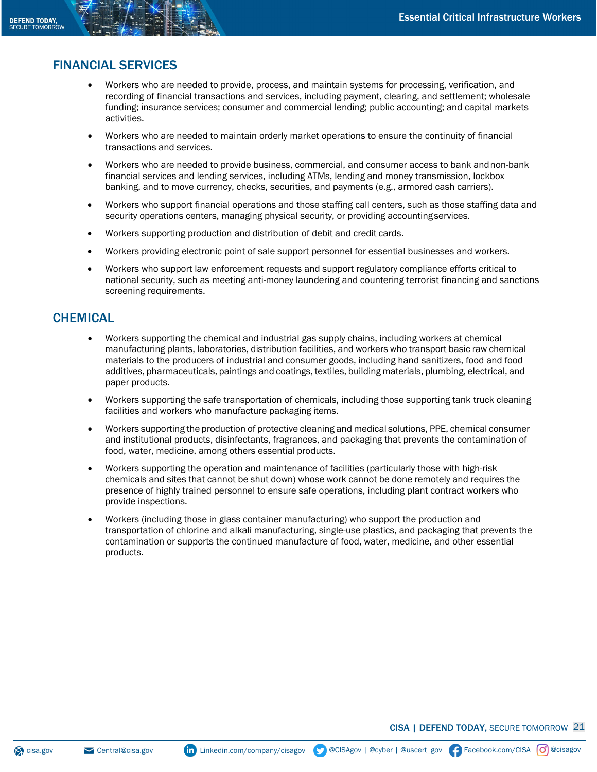## FINANCIAL SERVICES

- Workers who are needed to provide, process, and maintain systems for processing, verification, and recording of financial transactions and services, including payment, clearing, and settlement; wholesale funding; insurance services; consumer and commercial lending; public accounting; and capital markets activities.
- Workers who are needed to maintain orderly market operations to ensure the continuity of financial transactions and services.
- Workers who are needed to provide business, commercial, and consumer access to bank and non-bank financial services and lending services, including ATMs, lending and money transmission, lockbox banking, and to move currency, checks, securities, and payments (e.g., armored cash carriers).
- Workers who support financial operations and those staffing call centers, such as those staffing data and security operations centers, managing physical security, or providing accounting services.
- Workers supporting production and distribution of debit and credit cards.
- Workers providing electronic point of sale support personnel for essential businesses and workers.
- Workers who support law enforcement requests and support regulatory compliance efforts critical to national security, such as meeting anti-money laundering and countering terrorist financing and sanctions screening requirements.

## CHEMICAL

- Workers supporting the chemical and industrial gas supply chains, including workers at chemical manufacturing plants, laboratories, distribution facilities, and workers who transport basic raw chemical materials to the producers of industrial and consumer goods, including hand sanitizers, food and food additives, pharmaceuticals, paintings and coatings, textiles, building materials, plumbing, electrical, and paper products.
- Workers supporting the safe transportation of chemicals, including those supporting tank truck cleaning facilities and workers who manufacture packaging items.
- Workers supporting the production of protective cleaning and medical solutions, PPE, chemical consumer and institutional products, disinfectants, fragrances, and packaging that prevents the contamination of food, water, medicine, among others essential products.
- Workers supporting the operation and maintenance of facilities (particularly those with high-risk chemicals and sites that cannot be shut down) whose work cannot be done remotely and requires the presence of highly trained personnel to ensure safe operations, including plant contract workers who provide inspections.
- Workers (including those in glass container manufacturing) who support the production and transportation of chlorine and alkali manufacturing, single-use plastics, and packaging that prevents the contamination or supports the continued manufacture of food, water, medicine, and other essential products.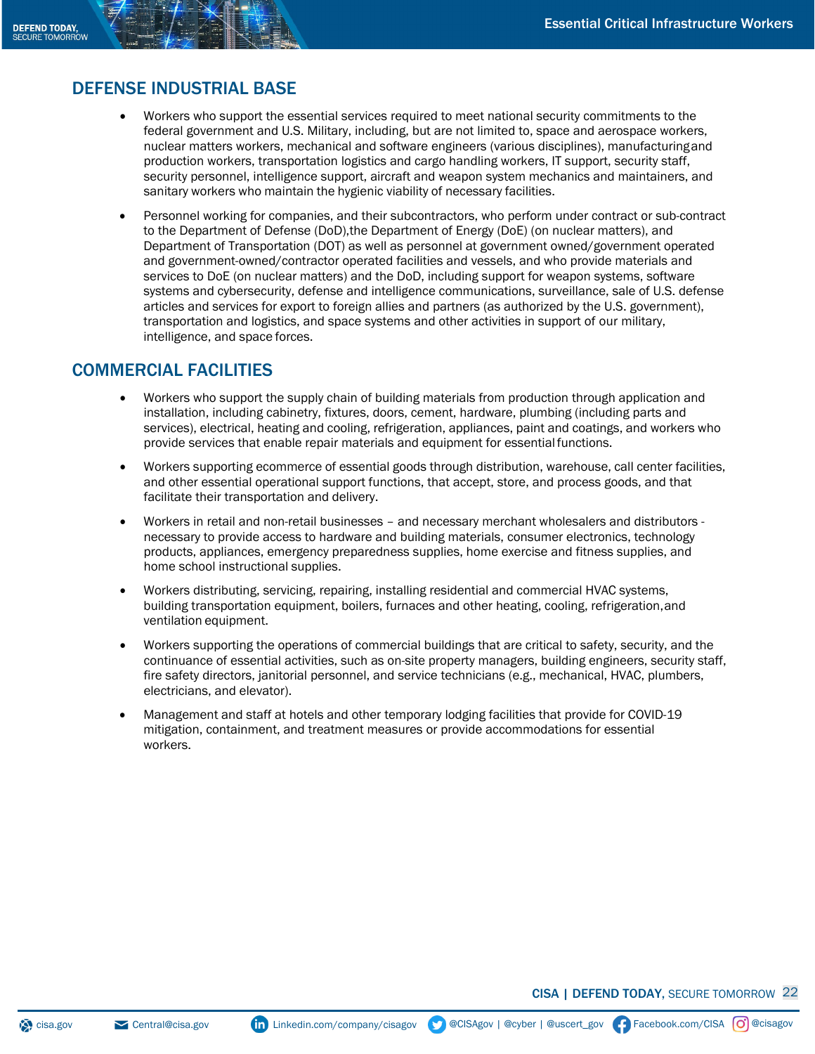## DEFENSE INDUSTRIAL BASE

- Workers who support the essential services required to meet national security commitments to the federal government and U.S. Military, including, but are not limited to, space and aerospace workers, nuclear matters workers, mechanical and software engineers (various disciplines), manufacturing and production workers, transportation logistics and cargo handling workers, IT support, security staff, security personnel, intelligence support, aircraft and weapon system mechanics and maintainers, and sanitary workers who maintain the hygienic viability of necessary facilities.
- Personnel working for companies, and their subcontractors, who perform under contract or sub-contract to the Department of Defense (DoD),the Department of Energy (DoE) (on nuclear matters), and Department of Transportation (DOT) as well as personnel at government owned/government operated and government-owned/contractor operated facilities and vessels, and who provide materials and services to DoE (on nuclear matters) and the DoD, including support for weapon systems, software systems and cybersecurity, defense and intelligence communications, surveillance, sale of U.S. defense articles and services for export to foreign allies and partners (as authorized by the U.S. government), transportation and logistics, and space systems and other activities in support of our military, intelligence, and space forces.

## COMMERCIAL FACILITIES

- Workers who support the supply chain of building materials from production through application and installation, including cabinetry, fixtures, doors, cement, hardware, plumbing (including parts and services), electrical, heating and cooling, refrigeration, appliances, paint and coatings, and workers who provide services that enable repair materials and equipment for essential functions.
- Workers supporting ecommerce of essential goods through distribution, warehouse, call center facilities, and other essential operational support functions, that accept, store, and process goods, and that facilitate their transportation and delivery.
- Workers in retail and non-retail businesses – and necessary merchant wholesalers and distributors - necessary to provide access to hardware and building materials, consumer electronics, technology products, appliances, emergency preparedness supplies, home exercise and fitness supplies, and home school instructional supplies.
- Workers distributing, servicing, repairing, installing residential and commercial HVAC systems, building transportation equipment, boilers, furnaces and other heating, cooling, refrigeration, and ventilation equipment.
- Workers supporting the operations of commercial buildings that are critical to safety, security, and the continuance of essential activities, such as on-site property managers, building engineers, security staff, fire safety directors, janitorial personnel, and service technicians (e.g., mechanical, HVAC, plumbers, electricians, and elevator).
- Management and staff at hotels and other temporary lodging facilities that provide for COVID-19 mitigation, containment, and treatment measures or provide accommodations for essential workers.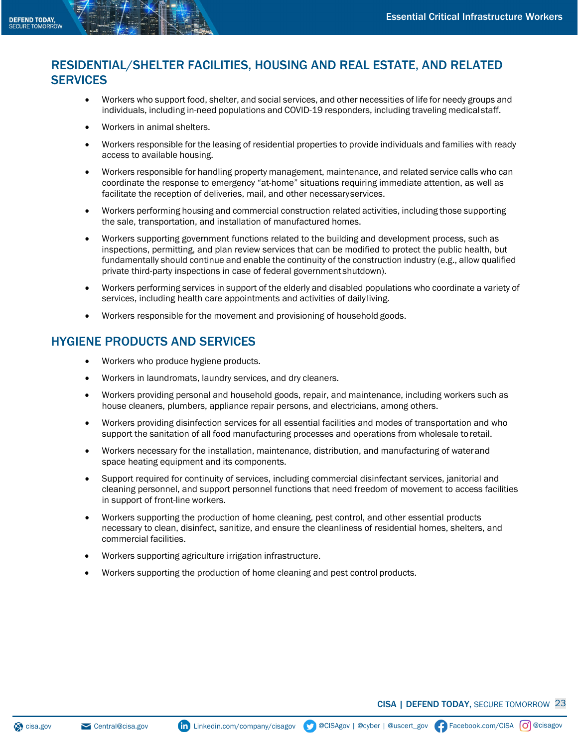## RESIDENTIAL/SHELTER FACILITIES, HOUSING AND REAL ESTATE, AND RELATED SERVICES

- Workers who support food, shelter, and social services, and other necessities of life for needy groups and individuals, including in-need populations and COVID-19 responders, including traveling medical staff.
- Workers in animal shelters.
- Workers responsible for the leasing of residential properties to provide individuals and families with ready access to available housing.
- Workers responsible for handling property management, maintenance, and related service calls who can coordinate the response to emergency "at-home" situations requiring immediate attention, as well as facilitate the reception of deliveries, mail, and other necessary services.
- Workers performing housing and commercial construction related activities, including those supporting the sale, transportation, and installation of manufactured homes.
- Workers supporting government functions related to the building and development process, such as inspections, permitting, and plan review services that can be modified to protect the public health, but fundamentally should continue and enable the continuity of the construction industry (e.g., allow qualified private third-party inspections in case of federal government shutdown).
- Workers performing services in support of the elderly and disabled populations who coordinate a variety of services, including health care appointments and activities of daily living.
- Workers responsible for the movement and provisioning of household goods.

## HYGIENE PRODUCTS AND SERVICES

- Workers who produce hygiene products.
- Workers in laundromats, laundry services, and dry cleaners.
- Workers providing personal and household goods, repair, and maintenance, including workers such as house cleaners, plumbers, appliance repair persons, and electricians, among others.
- Workers providing disinfection services for all essential facilities and modes of transportation and who support the sanitation of all food manufacturing processes and operations from wholesale to retail.
- Workers necessary for the installation, maintenance, distribution, and manufacturing of water and space heating equipment and its components.
- Support required for continuity of services, including commercial disinfectant services, janitorial and cleaning personnel, and support personnel functions that need freedom of movement to access facilities in support of front-line workers.
- Workers supporting the production of home cleaning, pest control, and other essential products necessary to clean, disinfect, sanitize, and ensure the cleanliness of residential homes, shelters, and commercial facilities.
- Workers supporting agriculture irrigation infrastructure.
- Workers supporting the production of home cleaning and pest control products.